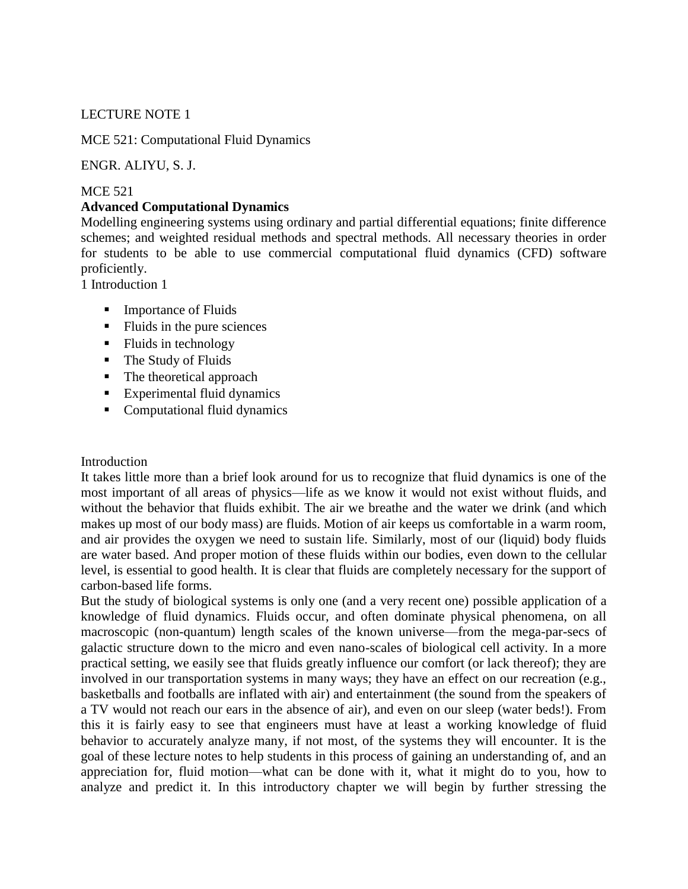LECTURE NOTE 1

MCE 521: Computational Fluid Dynamics

ENGR. ALIYU, S. J.

MCE 521

**Advanced Computational Dynamics**

Modelling engineering systems using ordinary and partial differential equations; finite difference schemes; and weighted residual methods and spectral methods. All necessary theories in order for students to be able to use commercial computational fluid dynamics (CFD) software proficiently.

1 Introduction 1

- Importance of Fluids
- Fluids in the pure sciences
- Fluids in technology
- The Study of Fluids
- The theoretical approach
- Experimental fluid dynamics
- Computational fluid dynamics

Introduction

It takes little more than a brief look around for us to recognize that fluid dynamics is one of the most important of all areas of physics—life as we know it would not exist without fluids, and without the behavior that fluids exhibit. The air we breathe and the water we drink (and which makes up most of our body mass) are fluids. Motion of air keeps us comfortable in a warm room, and air provides the oxygen we need to sustain life. Similarly, most of our (liquid) body fluids are water based. And proper motion of these fluids within our bodies, even down to the cellular level, is essential to good health. It is clear that fluids are completely necessary for the support of carbon-based life forms.

But the study of biological systems is only one (and a very recent one) possible application of a knowledge of fluid dynamics. Fluids occur, and often dominate physical phenomena, on all macroscopic (non-quantum) length scales of the known universe—from the mega-par-secs of galactic structure down to the micro and even nano-scales of biological cell activity. In a more practical setting, we easily see that fluids greatly influence our comfort (or lack thereof); they are involved in our transportation systems in many ways; they have an effect on our recreation (e.g., basketballs and footballs are inflated with air) and entertainment (the sound from the speakers of a TV would not reach our ears in the absence of air), and even on our sleep (water beds!). From this it is fairly easy to see that engineers must have at least a working knowledge of fluid behavior to accurately analyze many, if not most, of the systems they will encounter. It is the goal of these lecture notes to help students in this process of gaining an understanding of, and an appreciation for, fluid motion—what can be done with it, what it might do to you, how to analyze and predict it. In this introductory chapter we will begin by further stressing the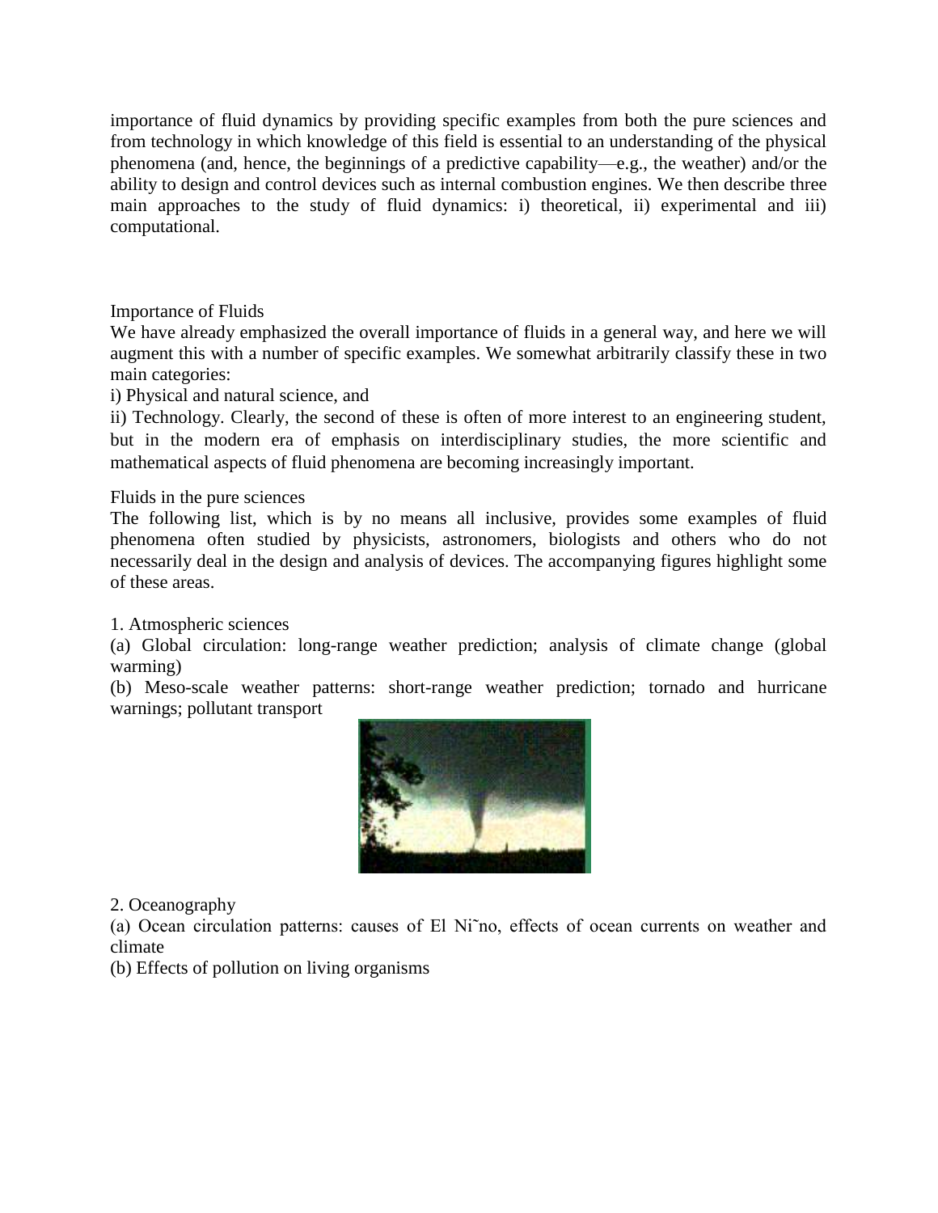importance of fluid dynamics by providing specific examples from both the pure sciences and from technology in which knowledge of this field is essential to an understanding of the physical phenomena (and, hence, the beginnings of a predictive capability—e.g., the weather) and/or the ability to design and control devices such as internal combustion engines. We then describe three main approaches to the study of fluid dynamics: i) theoretical, ii) experimental and iii) computational.

## Importance of Fluids

We have already emphasized the overall importance of fluids in a general way, and here we will augment this with a number of specific examples. We somewhat arbitrarily classify these in two main categories:

i) Physical and natural science, and

ii) Technology. Clearly, the second of these is often of more interest to an engineering student, but in the modern era of emphasis on interdisciplinary studies, the more scientific and mathematical aspects of fluid phenomena are becoming increasingly important.

### Fluids in the pure sciences

The following list, which is by no means all inclusive, provides some examples of fluid phenomena often studied by physicists, astronomers, biologists and others who do not necessarily deal in the design and analysis of devices. The accompanying figures highlight some of these areas.

1. Atmospheric sciences

(a) Global circulation: long-range weather prediction; analysis of climate change (global warming)

(b) Meso-scale weather patterns: short-range weather prediction; tornado and hurricane warnings; pollutant transport

2. Oceanography

(a) Ocean circulation patterns: causes of El Niño, effects of ocean currents on weather and climate

(b) Effects of pollution on living organisms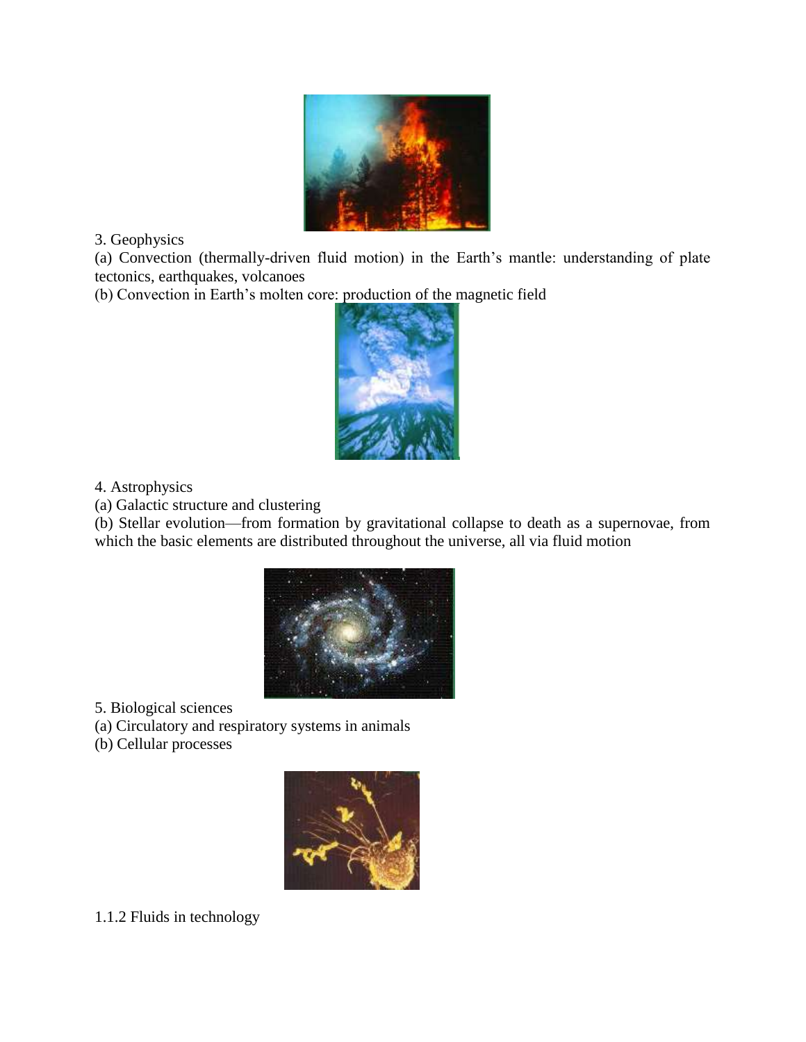3. Geophysics

(a) Convection (thermally-driven fluid motion) in the Earth's mantle: understanding of plate tectonics, earthquakes, volcanoes

(b) Convection in Earth's molten core: production of the magnetic field

4. Astrophysics

(a) Galactic structure and clustering

(b) Stellar evolution—from formation by gravitational collapse to death as a supernovae, from which the basic elements are distributed throughout the universe, all via fluid motion

5. Biological sciences

(a) Circulatory and respiratory systems in animals

(b) Cellular processes

1.1.2 Fluids in technology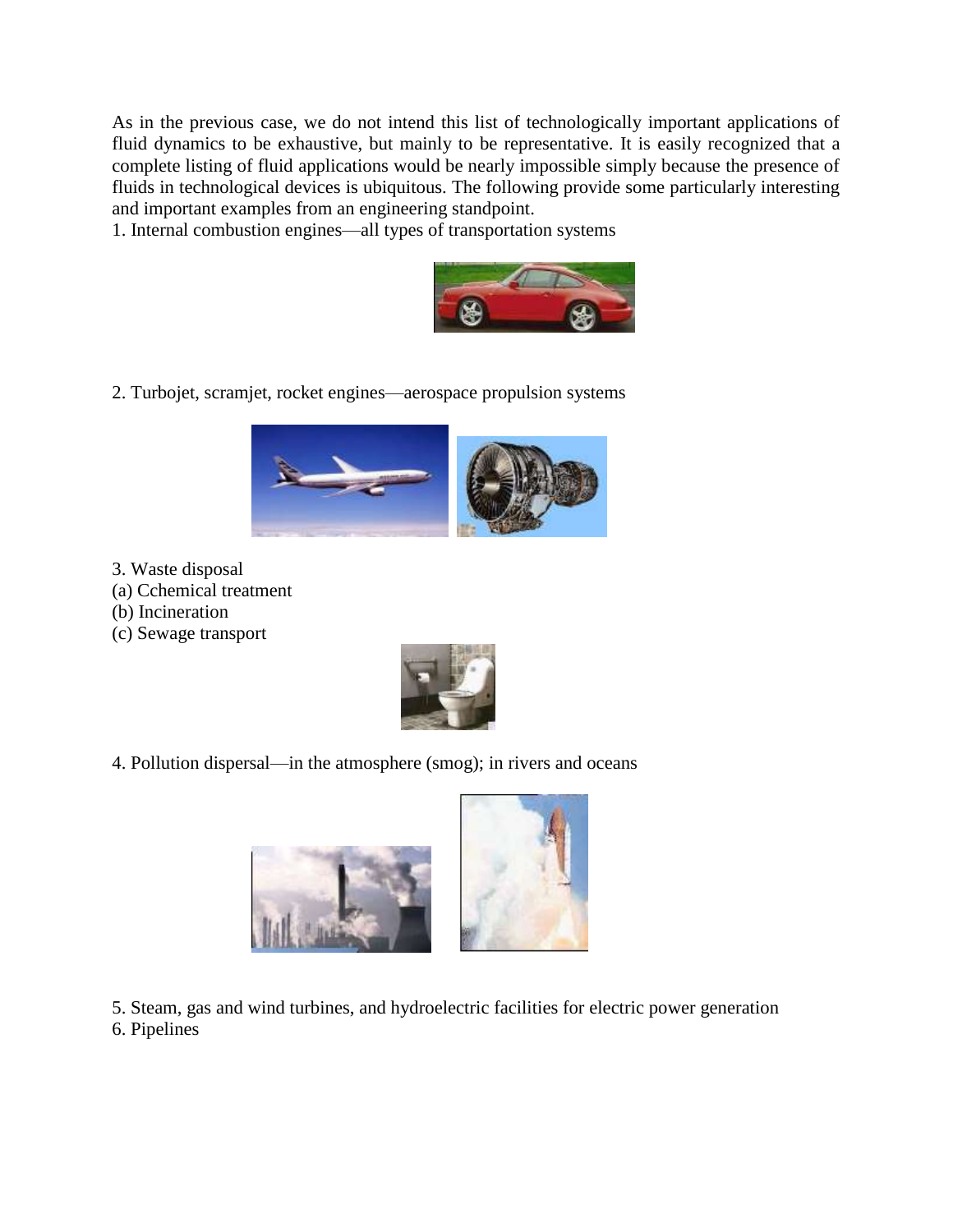As in the previous case, we do not intend this list of technologically important applications of fluid dynamics to be exhaustive, but mainly to be representative. It is easily recognized that a complete listing of fluid applications would be nearly impossible simply because the presence of fluids in technological devices is ubiquitous. The following provide some particularly interesting and important examples from an engineering standpoint.

1. Internal combustion engines—all types of transportation systems

2. Turbojet, scramjet, rocket engines—aerospace propulsion systems

3. Waste disposal
(a) Cchemical treatment
(b) Incineration
(c) Sewage transport

4. Pollution dispersal—in the atmosphere (smog); in rivers and oceans

5. Steam, gas and wind turbines, and hydroelectric facilities for electric power generation
6. Pipelines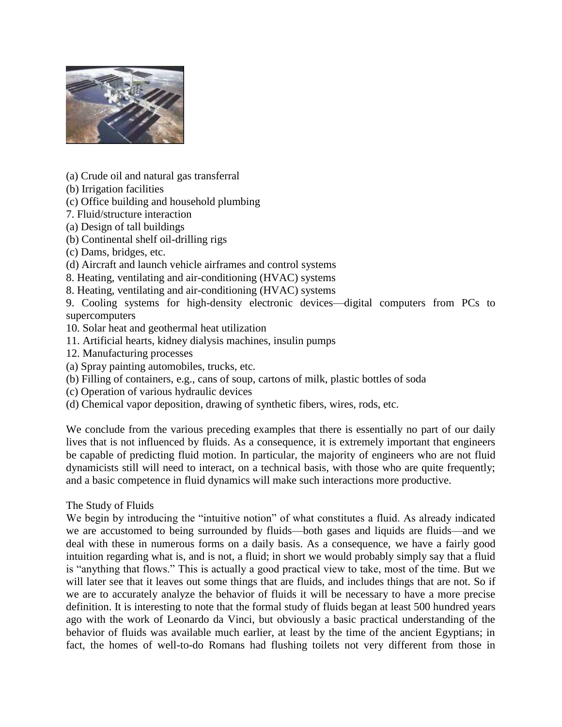(a) Crude oil and natural gas transferral
(b) Irrigation facilities
(c) Office building and household plumbing
7. Fluid/structure interaction
(a) Design of tall buildings
(b) Continental shelf oil-drilling rigs
(c) Dams, bridges, etc.
(d) Aircraft and launch vehicle airframes and control systems
8. Heating, ventilating and air-conditioning (HVAC) systems
8. Heating, ventilating and air-conditioning (HVAC) systems
9. Cooling systems for high-density electronic devices—digital computers from PCs to supercomputers
10. Solar heat and geothermal heat utilization
11. Artificial hearts, kidney dialysis machines, insulin pumps
12. Manufacturing processes
(a) Spray painting automobiles, trucks, etc.
(b) Filling of containers, e.g., cans of soup, cartons of milk, plastic bottles of soda
(c) Operation of various hydraulic devices
(d) Chemical vapor deposition, drawing of synthetic fibers, wires, rods, etc.

We conclude from the various preceding examples that there is essentially no part of our daily lives that is not influenced by fluids. As a consequence, it is extremely important that engineers be capable of predicting fluid motion. In particular, the majority of engineers who are not fluid dynamicists still will need to interact, on a technical basis, with those who are quite frequently; and a basic competence in fluid dynamics will make such interactions more productive.

The Study of Fluids

We begin by introducing the "intuitive notion" of what constitutes a fluid. As already indicated we are accustomed to being surrounded by fluids—both gases and liquids are fluids—and we deal with these in numerous forms on a daily basis. As a consequence, we have a fairly good intuition regarding what is, and is not, a fluid; in short we would probably simply say that a fluid is "anything that flows." This is actually a good practical view to take, most of the time. But we will later see that it leaves out some things that are fluids, and includes things that are not. So if we are to accurately analyze the behavior of fluids it will be necessary to have a more precise definition. It is interesting to note that the formal study of fluids began at least 500 hundred years ago with the work of Leonardo da Vinci, but obviously a basic practical understanding of the behavior of fluids was available much earlier, at least by the time of the ancient Egyptians; in fact, the homes of well-to-do Romans had flushing toilets not very different from those in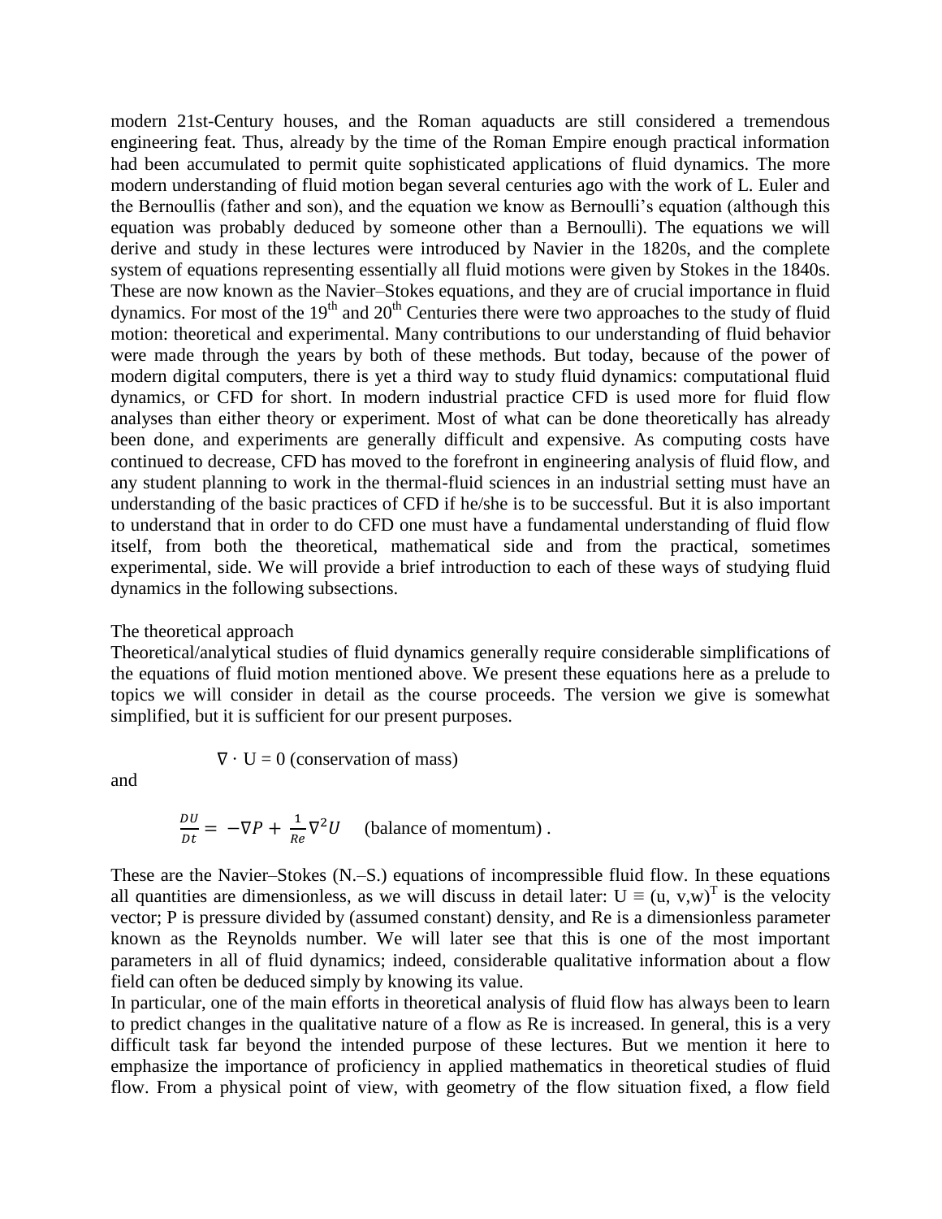modern 21st-Century houses, and the Roman aquaducts are still considered a tremendous engineering feat. Thus, already by the time of the Roman Empire enough practical information had been accumulated to permit quite sophisticated applications of fluid dynamics. The more modern understanding of fluid motion began several centuries ago with the work of L. Euler and the Bernoullis (father and son), and the equation we know as Bernoulli's equation (although this equation was probably deduced by someone other than a Bernoulli). The equations we will derive and study in these lectures were introduced by Navier in the 1820s, and the complete system of equations representing essentially all fluid motions were given by Stokes in the 1840s. These are now known as the Navier–Stokes equations, and they are of crucial importance in fluid dynamics. For most of the 19th and 20th Centuries there were two approaches to the study of fluid motion: theoretical and experimental. Many contributions to our understanding of fluid behavior were made through the years by both of these methods. But today, because of the power of modern digital computers, there is yet a third way to study fluid dynamics: computational fluid dynamics, or CFD for short. In modern industrial practice CFD is used more for fluid flow analyses than either theory or experiment. Most of what can be done theoretically has already been done, and experiments are generally difficult and expensive. As computing costs have continued to decrease, CFD has moved to the forefront in engineering analysis of fluid flow, and any student planning to work in the thermal-fluid sciences in an industrial setting must have an understanding of the basic practices of CFD if he/she is to be successful. But it is also important to understand that in order to do CFD one must have a fundamental understanding of fluid flow itself, from both the theoretical, mathematical side and from the practical, sometimes experimental, side. We will provide a brief introduction to each of these ways of studying fluid dynamics in the following subsections.

The theoretical approach

Theoretical/analytical studies of fluid dynamics generally require considerable simplifications of the equations of fluid motion mentioned above. We present these equations here as a prelude to topics we will consider in detail as the course proceeds. The version we give is somewhat simplified, but it is sufficient for our present purposes.

$$\nabla \cdot U = 0 \text{ (conservation of mass)}$$

and

$$\frac{DU}{Dt} = -\nabla P + \frac{1}{Re}\nabla^2 U \quad \text{(balance of momentum)}\,.$$

These are the Navier–Stokes (N.–S.) equations of incompressible fluid flow. In these equations all quantities are dimensionless, as we will discuss in detail later: $U \equiv (u, v, w)^T$ is the velocity vector; P is pressure divided by (assumed constant) density, and Re is a dimensionless parameter known as the Reynolds number. We will later see that this is one of the most important parameters in all of fluid dynamics; indeed, considerable qualitative information about a flow field can often be deduced simply by knowing its value.

In particular, one of the main efforts in theoretical analysis of fluid flow has always been to learn to predict changes in the qualitative nature of a flow as Re is increased. In general, this is a very difficult task far beyond the intended purpose of these lectures. But we mention it here to emphasize the importance of proficiency in applied mathematics in theoretical studies of fluid flow. From a physical point of view, with geometry of the flow situation fixed, a flow field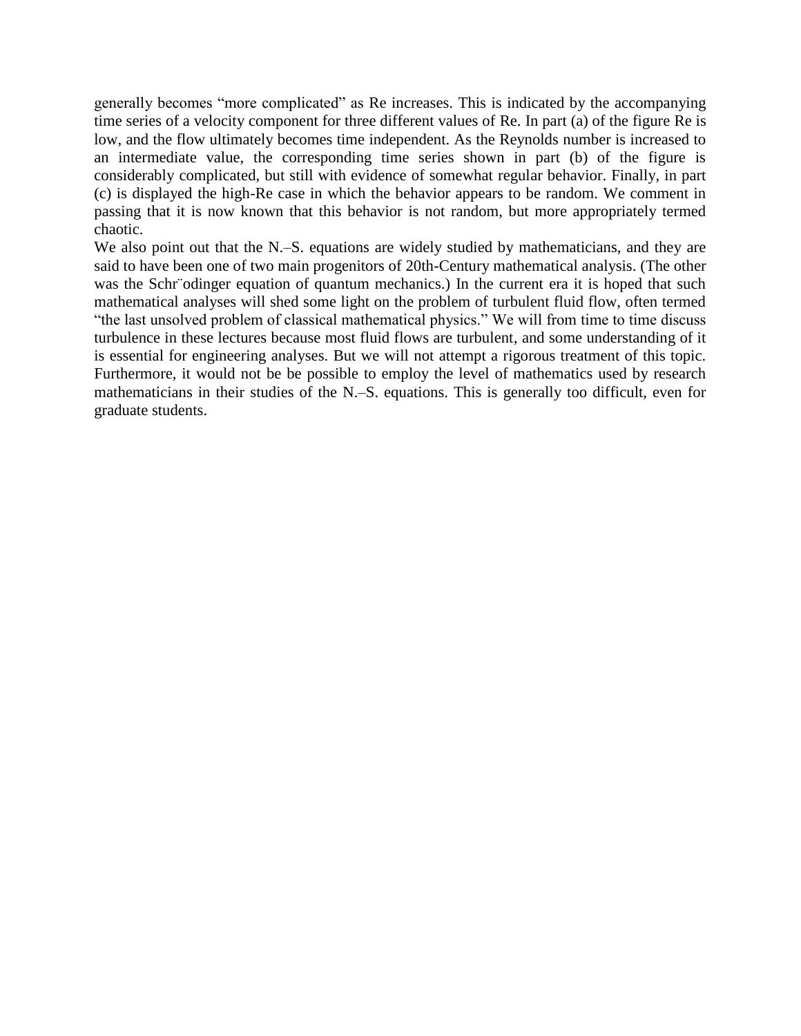generally becomes "more complicated" as Re increases. This is indicated by the accompanying time series of a velocity component for three different values of Re. In part (a) of the figure Re is low, and the flow ultimately becomes time independent. As the Reynolds number is increased to an intermediate value, the corresponding time series shown in part (b) of the figure is considerably complicated, but still with evidence of somewhat regular behavior. Finally, in part (c) is displayed the high-Re case in which the behavior appears to be random. We comment in passing that it is now known that this behavior is not random, but more appropriately termed chaotic.

We also point out that the N.–S. equations are widely studied by mathematicians, and they are said to have been one of two main progenitors of 20th-Century mathematical analysis. (The other was the Schr¨odinger equation of quantum mechanics.) In the current era it is hoped that such mathematical analyses will shed some light on the problem of turbulent fluid flow, often termed "the last unsolved problem of classical mathematical physics." We will from time to time discuss turbulence in these lectures because most fluid flows are turbulent, and some understanding of it is essential for engineering analyses. But we will not attempt a rigorous treatment of this topic. Furthermore, it would not be be possible to employ the level of mathematics used by research mathematicians in their studies of the N.–S. equations. This is generally too difficult, even for graduate students.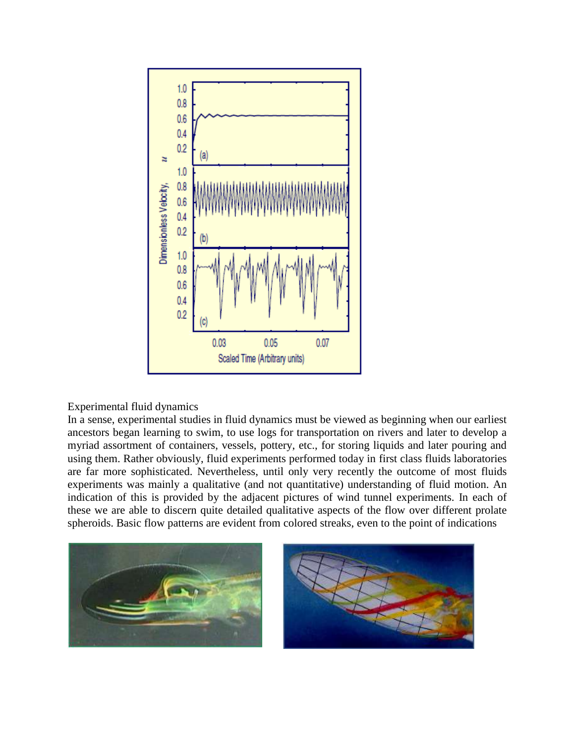1.0
0.8
0.6
0.4
0.2
(a)
1.0
0.8
0.6
0.4
0.2
(b)
1.0
0.8
0.6
0.4
0.2
(c)
0.03
0.05
0.07
Dimensionless Velocity, $u$
Scaled Time (Arbitrary units)

Experimental fluid dynamics

In a sense, experimental studies in fluid dynamics must be viewed as beginning when our earliest ancestors began learning to swim, to use logs for transportation on rivers and later to develop a myriad assortment of containers, vessels, pottery, etc., for storing liquids and later pouring and using them. Rather obviously, fluid experiments performed today in first class fluids laboratories are far more sophisticated. Nevertheless, until only very recently the outcome of most fluids experiments was mainly a qualitative (and not quantitative) understanding of fluid motion. An indication of this is provided by the adjacent pictures of wind tunnel experiments. In each of these we are able to discern quite detailed qualitative aspects of the flow over different prolate spheroids. Basic flow patterns are evident from colored streaks, even to the point of indications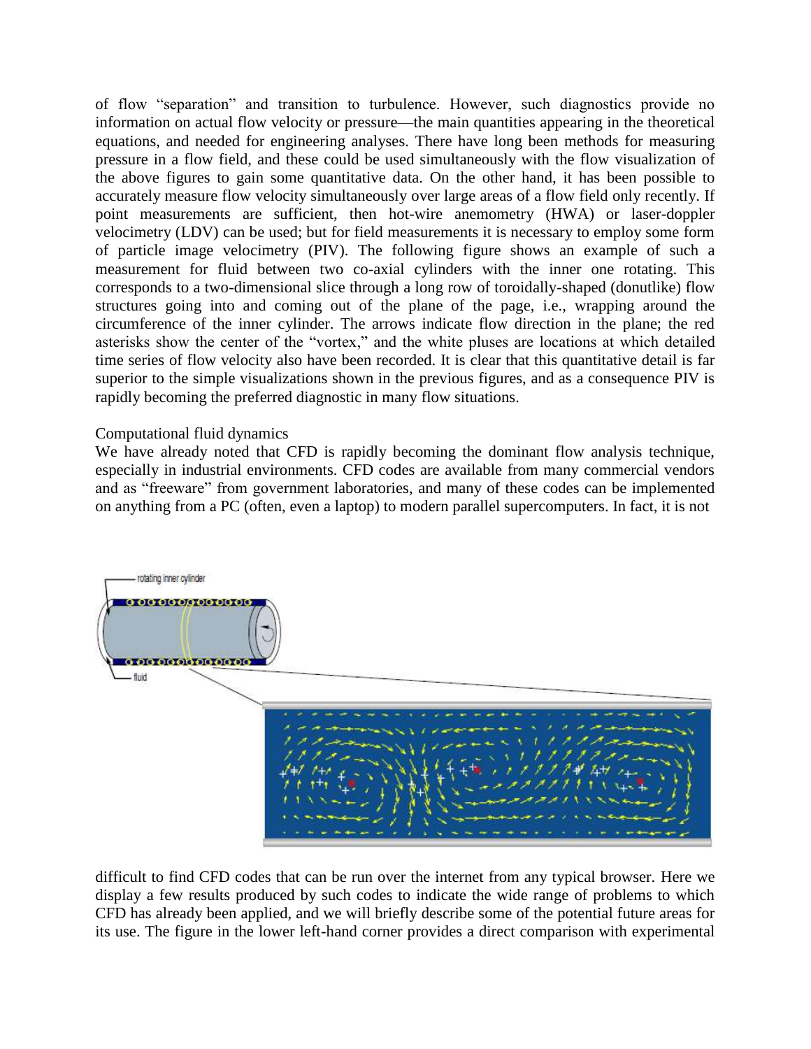of flow "separation" and transition to turbulence. However, such diagnostics provide no information on actual flow velocity or pressure—the main quantities appearing in the theoretical equations, and needed for engineering analyses. There have long been methods for measuring pressure in a flow field, and these could be used simultaneously with the flow visualization of the above figures to gain some quantitative data. On the other hand, it has been possible to accurately measure flow velocity simultaneously over large areas of a flow field only recently. If point measurements are sufficient, then hot-wire anemometry (HWA) or laser-doppler velocimetry (LDV) can be used; but for field measurements it is necessary to employ some form of particle image velocimetry (PIV). The following figure shows an example of such a measurement for fluid between two co-axial cylinders with the inner one rotating. This corresponds to a two-dimensional slice through a long row of toroidally-shaped (donutlike) flow structures going into and coming out of the plane of the page, i.e., wrapping around the circumference of the inner cylinder. The arrows indicate flow direction in the plane; the red asterisks show the center of the "vortex," and the white pluses are locations at which detailed time series of flow velocity also have been recorded. It is clear that this quantitative detail is far superior to the simple visualizations shown in the previous figures, and as a consequence PIV is rapidly becoming the preferred diagnostic in many flow situations.

Computational fluid dynamics

We have already noted that CFD is rapidly becoming the dominant flow analysis technique, especially in industrial environments. CFD codes are available from many commercial vendors and as "freeware" from government laboratories, and many of these codes can be implemented on anything from a PC (often, even a laptop) to modern parallel supercomputers. In fact, it is not

rotating inner cylinder

fluid

difficult to find CFD codes that can be run over the internet from any typical browser. Here we display a few results produced by such codes to indicate the wide range of problems to which CFD has already been applied, and we will briefly describe some of the potential future areas for its use. The figure in the lower left-hand corner provides a direct comparison with experimental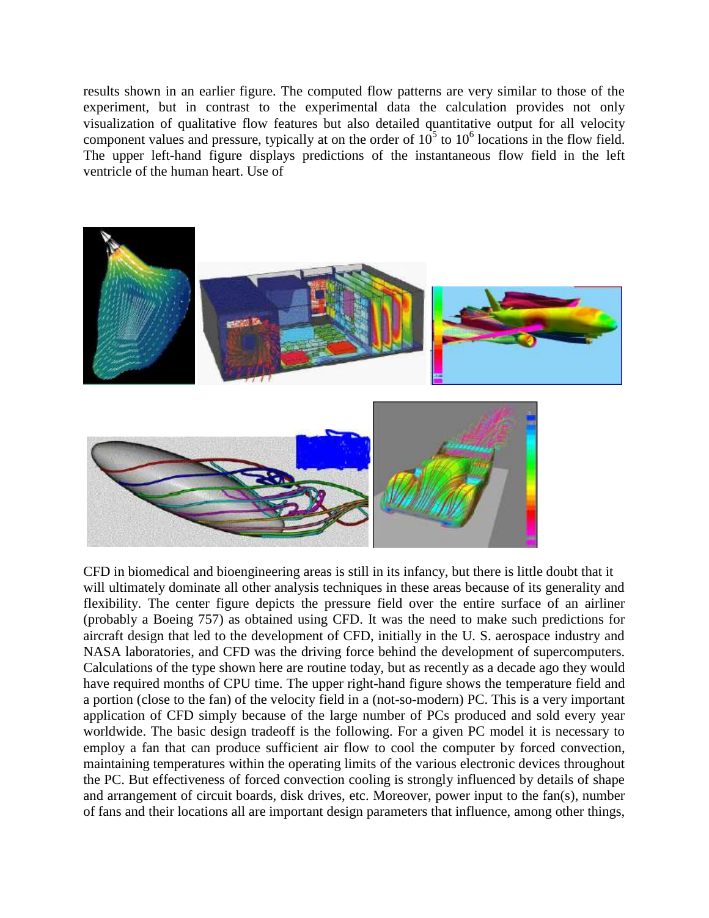results shown in an earlier figure. The computed flow patterns are very similar to those of the experiment, but in contrast to the experimental data the calculation provides not only visualization of qualitative flow features but also detailed quantitative output for all velocity component values and pressure, typically at on the order of $10^5$ to $10^6$ locations in the flow field. The upper left-hand figure displays predictions of the instantaneous flow field in the left ventricle of the human heart. Use of

CFD in biomedical and bioengineering areas is still in its infancy, but there is little doubt that it will ultimately dominate all other analysis techniques in these areas because of its generality and flexibility. The center figure depicts the pressure field over the entire surface of an airliner (probably a Boeing 757) as obtained using CFD. It was the need to make such predictions for aircraft design that led to the development of CFD, initially in the U. S. aerospace industry and NASA laboratories, and CFD was the driving force behind the development of supercomputers. Calculations of the type shown here are routine today, but as recently as a decade ago they would have required months of CPU time. The upper right-hand figure shows the temperature field and a portion (close to the fan) of the velocity field in a (not-so-modern) PC. This is a very important application of CFD simply because of the large number of PCs produced and sold every year worldwide. The basic design tradeoff is the following. For a given PC model it is necessary to employ a fan that can produce sufficient air flow to cool the computer by forced convection, maintaining temperatures within the operating limits of the various electronic devices throughout the PC. But effectiveness of forced convection cooling is strongly influenced by details of shape and arrangement of circuit boards, disk drives, etc. Moreover, power input to the fan(s), number of fans and their locations all are important design parameters that influence, among other things,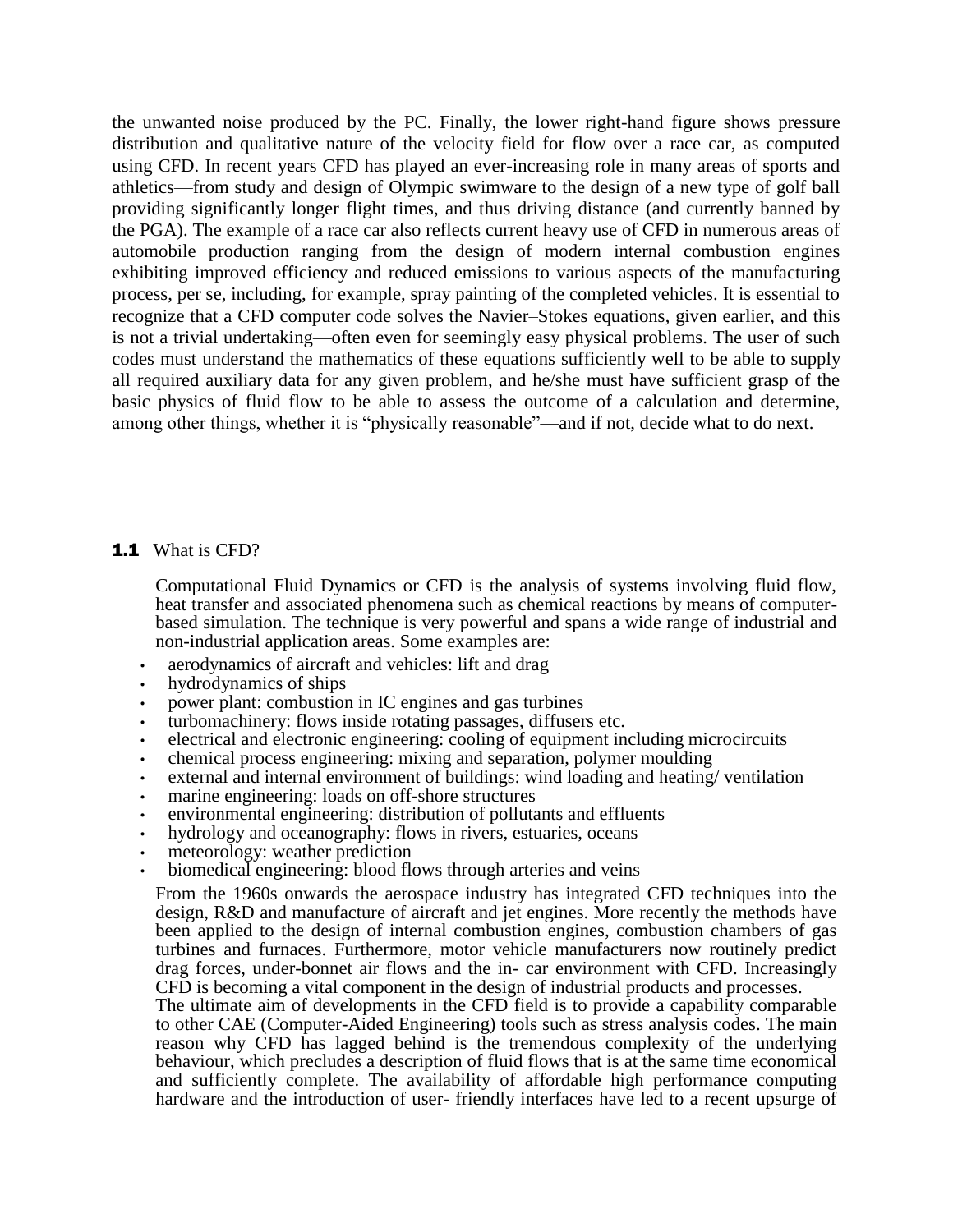the unwanted noise produced by the PC. Finally, the lower right-hand figure shows pressure distribution and qualitative nature of the velocity field for flow over a race car, as computed using CFD. In recent years CFD has played an ever-increasing role in many areas of sports and athletics—from study and design of Olympic swimware to the design of a new type of golf ball providing significantly longer flight times, and thus driving distance (and currently banned by the PGA). The example of a race car also reflects current heavy use of CFD in numerous areas of automobile production ranging from the design of modern internal combustion engines exhibiting improved efficiency and reduced emissions to various aspects of the manufacturing process, per se, including, for example, spray painting of the completed vehicles. It is essential to recognize that a CFD computer code solves the Navier–Stokes equations, given earlier, and this is not a trivial undertaking—often even for seemingly easy physical problems. The user of such codes must understand the mathematics of these equations sufficiently well to be able to supply all required auxiliary data for any given problem, and he/she must have sufficient grasp of the basic physics of fluid flow to be able to assess the outcome of a calculation and determine, among other things, whether it is "physically reasonable"—and if not, decide what to do next.

## 1.1 What is CFD?

Computational Fluid Dynamics or CFD is the analysis of systems involving fluid flow, heat transfer and associated phenomena such as chemical reactions by means of computer-based simulation. The technique is very powerful and spans a wide range of industrial and non-industrial application areas. Some examples are:

- aerodynamics of aircraft and vehicles: lift and drag
- hydrodynamics of ships
- power plant: combustion in IC engines and gas turbines
- turbomachinery: flows inside rotating passages, diffusers etc.
- electrical and electronic engineering: cooling of equipment including microcircuits
- chemical process engineering: mixing and separation, polymer moulding
- external and internal environment of buildings: wind loading and heating/ ventilation
- marine engineering: loads on off-shore structures
- environmental engineering: distribution of pollutants and effluents
- hydrology and oceanography: flows in rivers, estuaries, oceans
- meteorology: weather prediction
- biomedical engineering: blood flows through arteries and veins

From the 1960s onwards the aerospace industry has integrated CFD techniques into the design, R&D and manufacture of aircraft and jet engines. More recently the methods have been applied to the design of internal combustion engines, combustion chambers of gas turbines and furnaces. Furthermore, motor vehicle manufacturers now routinely predict drag forces, under-bonnet air flows and the in- car environment with CFD. Increasingly CFD is becoming a vital component in the design of industrial products and processes.

The ultimate aim of developments in the CFD field is to provide a capability comparable to other CAE (Computer-Aided Engineering) tools such as stress analysis codes. The main reason why CFD has lagged behind is the tremendous complexity of the underlying behaviour, which precludes a description of fluid flows that is at the same time economical and sufficiently complete. The availability of affordable high performance computing hardware and the introduction of user- friendly interfaces have led to a recent upsurge of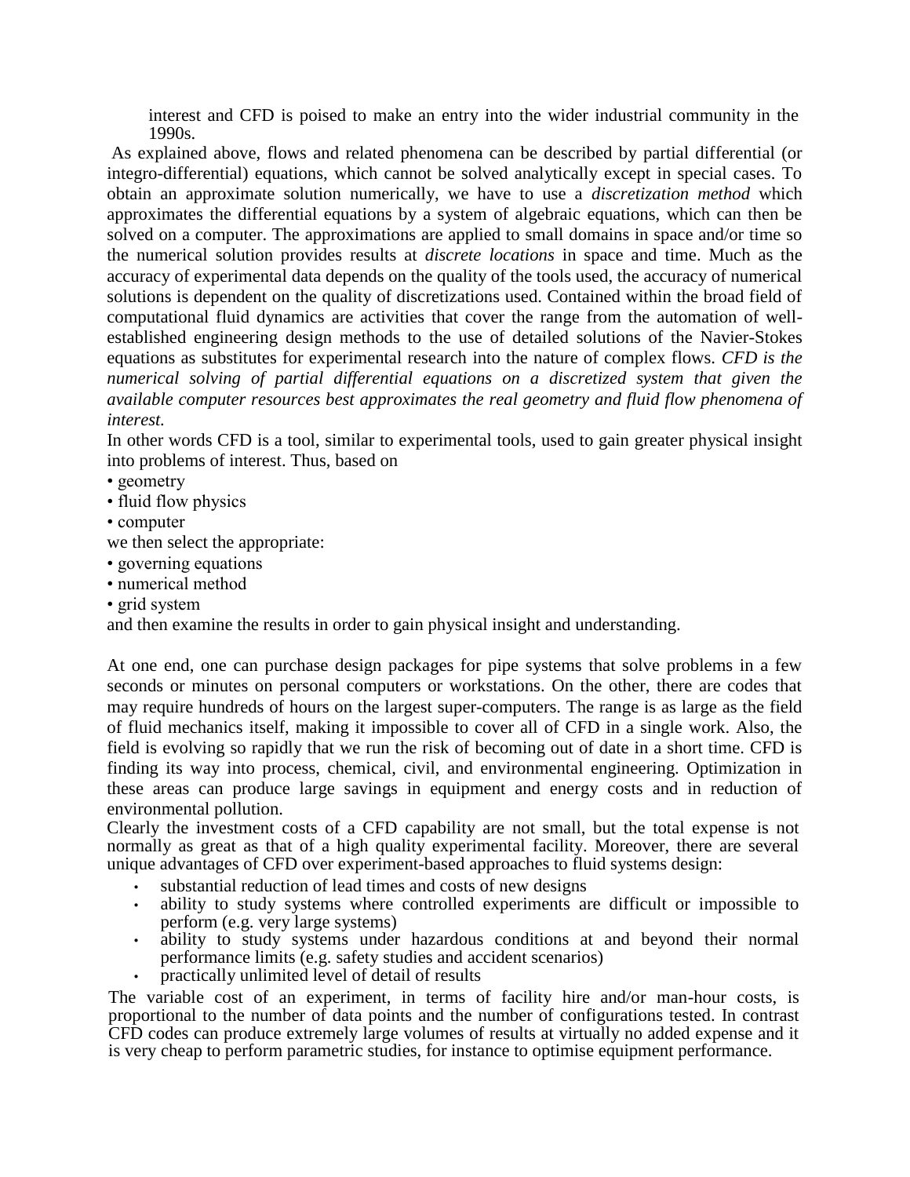interest and CFD is poised to make an entry into the wider industrial community in the 1990s.

As explained above, flows and related phenomena can be described by partial differential (or integro-differential) equations, which cannot be solved analytically except in special cases. To obtain an approximate solution numerically, we have to use a *discretization method* which approximates the differential equations by a system of algebraic equations, which can then be solved on a computer. The approximations are applied to small domains in space and/or time so the numerical solution provides results at *discrete locations* in space and time. Much as the accuracy of experimental data depends on the quality of the tools used, the accuracy of numerical solutions is dependent on the quality of discretizations used. Contained within the broad field of computational fluid dynamics are activities that cover the range from the automation of well-established engineering design methods to the use of detailed solutions of the Navier-Stokes equations as substitutes for experimental research into the nature of complex flows. *CFD is the numerical solving of partial differential equations on a discretized system that given the available computer resources best approximates the real geometry and fluid flow phenomena of interest.*

In other words CFD is a tool, similar to experimental tools, used to gain greater physical insight into problems of interest. Thus, based on

- geometry
- fluid flow physics
- computer

we then select the appropriate:

- governing equations
- numerical method
- grid system

and then examine the results in order to gain physical insight and understanding.

At one end, one can purchase design packages for pipe systems that solve problems in a few seconds or minutes on personal computers or workstations. On the other, there are codes that may require hundreds of hours on the largest super-computers. The range is as large as the field of fluid mechanics itself, making it impossible to cover all of CFD in a single work. Also, the field is evolving so rapidly that we run the risk of becoming out of date in a short time. CFD is finding its way into process, chemical, civil, and environmental engineering. Optimization in these areas can produce large savings in equipment and energy costs and in reduction of environmental pollution.

Clearly the investment costs of a CFD capability are not small, but the total expense is not normally as great as that of a high quality experimental facility. Moreover, there are several unique advantages of CFD over experiment-based approaches to fluid systems design:

- substantial reduction of lead times and costs of new designs
- ability to study systems where controlled experiments are difficult or impossible to perform (e.g. very large systems)
- ability to study systems under hazardous conditions at and beyond their normal performance limits (e.g. safety studies and accident scenarios)
- practically unlimited level of detail of results

The variable cost of an experiment, in terms of facility hire and/or man-hour costs, is proportional to the number of data points and the number of configurations tested. In contrast CFD codes can produce extremely large volumes of results at virtually no added expense and it is very cheap to perform parametric studies, for instance to optimise equipment performance.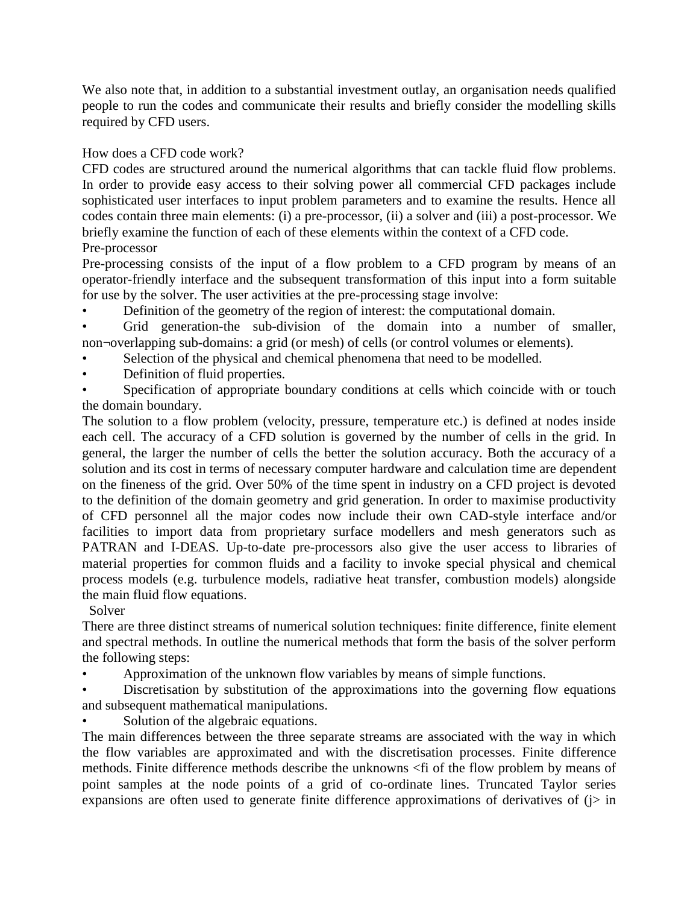We also note that, in addition to a substantial investment outlay, an organisation needs qualified people to run the codes and communicate their results and briefly consider the modelling skills required by CFD users.

## How does a CFD code work?

CFD codes are structured around the numerical algorithms that can tackle fluid flow problems. In order to provide easy access to their solving power all commercial CFD packages include sophisticated user interfaces to input problem parameters and to examine the results. Hence all codes contain three main elements: (i) a pre-processor, (ii) a solver and (iii) a post-processor. We briefly examine the function of each of these elements within the context of a CFD code.

### Pre-processor

Pre-processing consists of the input of a flow problem to a CFD program by means of an operator-friendly interface and the subsequent transformation of this input into a form suitable for use by the solver. The user activities at the pre-processing stage involve:

- Definition of the geometry of the region of interest: the computational domain.
- Grid generation-the sub-division of the domain into a number of smaller, non¬overlapping sub-domains: a grid (or mesh) of cells (or control volumes or elements).
- Selection of the physical and chemical phenomena that need to be modelled.
- Definition of fluid properties.
- Specification of appropriate boundary conditions at cells which coincide with or touch the domain boundary.

The solution to a flow problem (velocity, pressure, temperature etc.) is defined at nodes inside each cell. The accuracy of a CFD solution is governed by the number of cells in the grid. In general, the larger the number of cells the better the solution accuracy. Both the accuracy of a solution and its cost in terms of necessary computer hardware and calculation time are dependent on the fineness of the grid. Over 50% of the time spent in industry on a CFD project is devoted to the definition of the domain geometry and grid generation. In order to maximise productivity of CFD personnel all the major codes now include their own CAD-style interface and/or facilities to import data from proprietary surface modellers and mesh generators such as PATRAN and I-DEAS. Up-to-date pre-processors also give the user access to libraries of material properties for common fluids and a facility to invoke special physical and chemical process models (e.g. turbulence models, radiative heat transfer, combustion models) alongside the main fluid flow equations.

### Solver

There are three distinct streams of numerical solution techniques: finite difference, finite element and spectral methods. In outline the numerical methods that form the basis of the solver perform the following steps:

- Approximation of the unknown flow variables by means of simple functions.
- Discretisation by substitution of the approximations into the governing flow equations and subsequent mathematical manipulations.
- Solution of the algebraic equations.

The main differences between the three separate streams are associated with the way in which the flow variables are approximated and with the discretisation processes. Finite difference methods. Finite difference methods describe the unknowns <fi of the flow problem by means of point samples at the node points of a grid of co-ordinate lines. Truncated Taylor series expansions are often used to generate finite difference approximations of derivatives of (j> in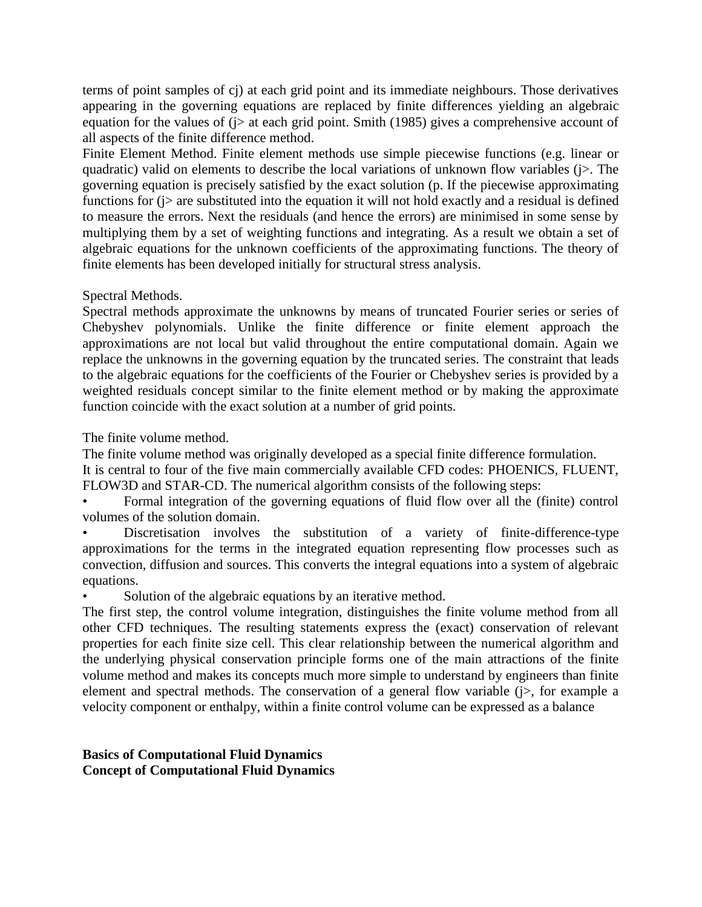terms of point samples of cj) at each grid point and its immediate neighbours. Those derivatives appearing in the governing equations are replaced by finite differences yielding an algebraic equation for the values of (j> at each grid point. Smith (1985) gives a comprehensive account of all aspects of the finite difference method.

Finite Element Method. Finite element methods use simple piecewise functions (e.g. linear or quadratic) valid on elements to describe the local variations of unknown flow variables (j>. The governing equation is precisely satisfied by the exact solution (p. If the piecewise approximating functions for (j> are substituted into the equation it will not hold exactly and a residual is defined to measure the errors. Next the residuals (and hence the errors) are minimised in some sense by multiplying them by a set of weighting functions and integrating. As a result we obtain a set of algebraic equations for the unknown coefficients of the approximating functions. The theory of finite elements has been developed initially for structural stress analysis.

Spectral Methods.

Spectral methods approximate the unknowns by means of truncated Fourier series or series of Chebyshev polynomials. Unlike the finite difference or finite element approach the approximations are not local but valid throughout the entire computational domain. Again we replace the unknowns in the governing equation by the truncated series. The constraint that leads to the algebraic equations for the coefficients of the Fourier or Chebyshev series is provided by a weighted residuals concept similar to the finite element method or by making the approximate function coincide with the exact solution at a number of grid points.

The finite volume method.

The finite volume method was originally developed as a special finite difference formulation.
It is central to four of the five main commercially available CFD codes: PHOENICS, FLUENT, FLOW3D and STAR-CD. The numerical algorithm consists of the following steps:

- Formal integration of the governing equations of fluid flow over all the (finite) control volumes of the solution domain.
- Discretisation involves the substitution of a variety of finite-difference-type approximations for the terms in the integrated equation representing flow processes such as convection, diffusion and sources. This converts the integral equations into a system of algebraic equations.
- Solution of the algebraic equations by an iterative method.

The first step, the control volume integration, distinguishes the finite volume method from all other CFD techniques. The resulting statements express the (exact) conservation of relevant properties for each finite size cell. This clear relationship between the numerical algorithm and the underlying physical conservation principle forms one of the main attractions of the finite volume method and makes its concepts much more simple to understand by engineers than finite element and spectral methods. The conservation of a general flow variable (j>, for example a velocity component or enthalpy, within a finite control volume can be expressed as a balance

**Basics of Computational Fluid Dynamics**
**Concept of Computational Fluid Dynamics**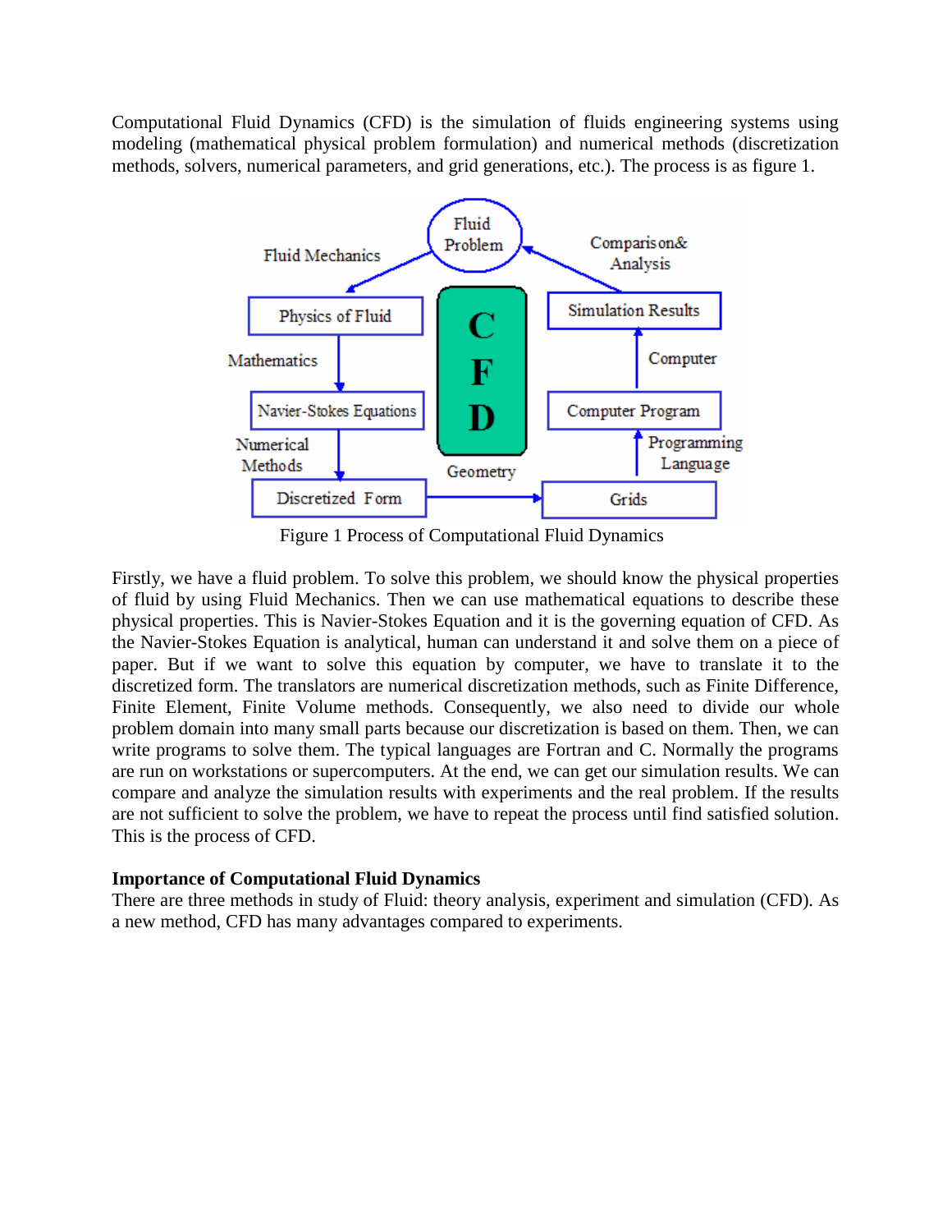Computational Fluid Dynamics (CFD) is the simulation of fluids engineering systems using modeling (mathematical physical problem formulation) and numerical methods (discretization methods, solvers, numerical parameters, and grid generations, etc.). The process is as figure 1.

Figure 1 Process of Computational Fluid Dynamics

Firstly, we have a fluid problem. To solve this problem, we should know the physical properties of fluid by using Fluid Mechanics. Then we can use mathematical equations to describe these physical properties. This is Navier-Stokes Equation and it is the governing equation of CFD. As the Navier-Stokes Equation is analytical, human can understand it and solve them on a piece of paper. But if we want to solve this equation by computer, we have to translate it to the discretized form. The translators are numerical discretization methods, such as Finite Difference, Finite Element, Finite Volume methods. Consequently, we also need to divide our whole problem domain into many small parts because our discretization is based on them. Then, we can write programs to solve them. The typical languages are Fortran and C. Normally the programs are run on workstations or supercomputers. At the end, we can get our simulation results. We can compare and analyze the simulation results with experiments and the real problem. If the results are not sufficient to solve the problem, we have to repeat the process until find satisfied solution. This is the process of CFD.

**Importance of Computational Fluid Dynamics**

There are three methods in study of Fluid: theory analysis, experiment and simulation (CFD). As a new method, CFD has many advantages compared to experiments.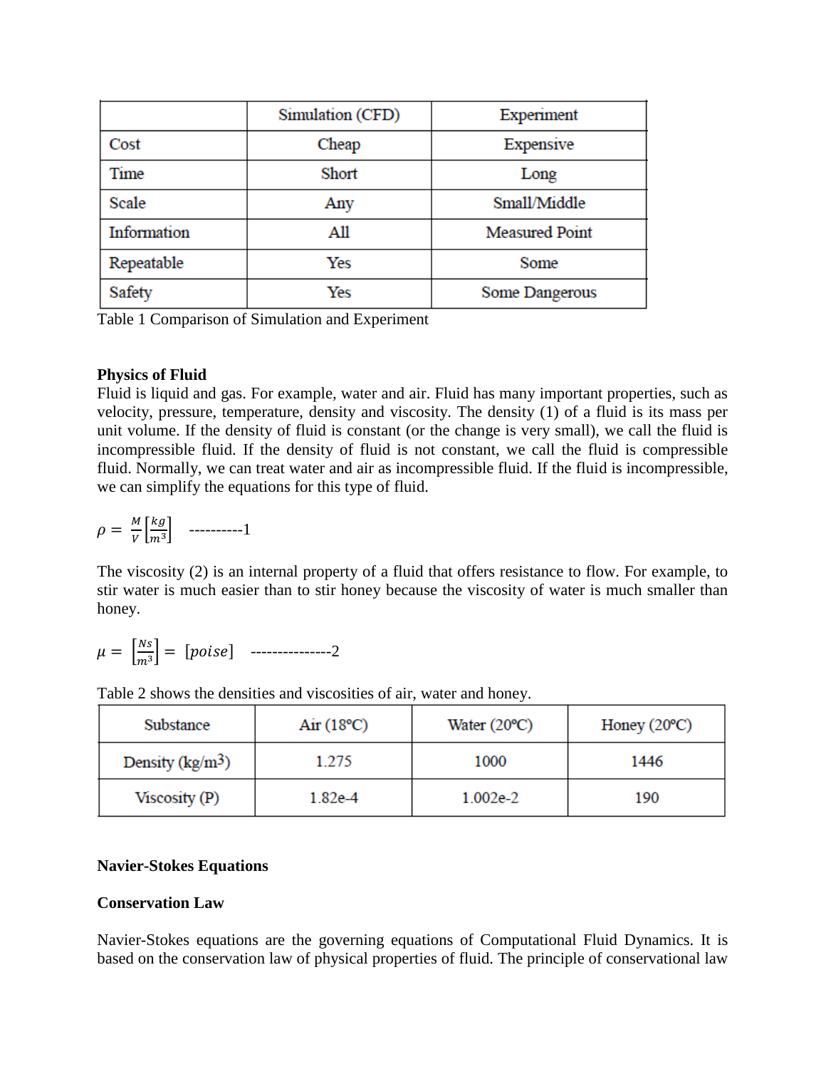| | Simulation (CFD) | Experiment |
|---|---|---|
| Cost | Cheap | Expensive |
| Time | Short | Long |
| Scale | Any | Small/Middle |
| Information | All | Measured Point |
| Repeatable | Yes | Some |
| Safety | Yes | Some Dangerous |

Table 1 Comparison of Simulation and Experiment

**Physics of Fluid**

Fluid is liquid and gas. For example, water and air. Fluid has many important properties, such as velocity, pressure, temperature, density and viscosity. The density (1) of a fluid is its mass per unit volume. If the density of fluid is constant (or the change is very small), we call the fluid is incompressible fluid. If the density of fluid is not constant, we call the fluid is compressible fluid. Normally, we can treat water and air as incompressible fluid. If the fluid is incompressible, we can simplify the equations for this type of fluid.

$$\rho = \frac{M}{V}\left[\frac{kg}{m^3}\right] \quad \text{----------1}$$

The viscosity (2) is an internal property of a fluid that offers resistance to flow. For example, to stir water is much easier than to stir honey because the viscosity of water is much smaller than honey.

$$\mu = \left[\frac{Ns}{m^3}\right] = [poise] \quad \text{---------------2}$$

Table 2 shows the densities and viscosities of air, water and honey.

| Substance | Air (18°C) | Water (20°C) | Honey (20°C) |
|---|---|---|---|
| Density (kg/m$^3$) | 1.275 | 1000 | 1446 |
| Viscosity (P) | 1.82e-4 | 1.002e-2 | 190 |

**Navier-Stokes Equations**

**Conservation Law**

Navier-Stokes equations are the governing equations of Computational Fluid Dynamics. It is based on the conservation law of physical properties of fluid. The principle of conservational law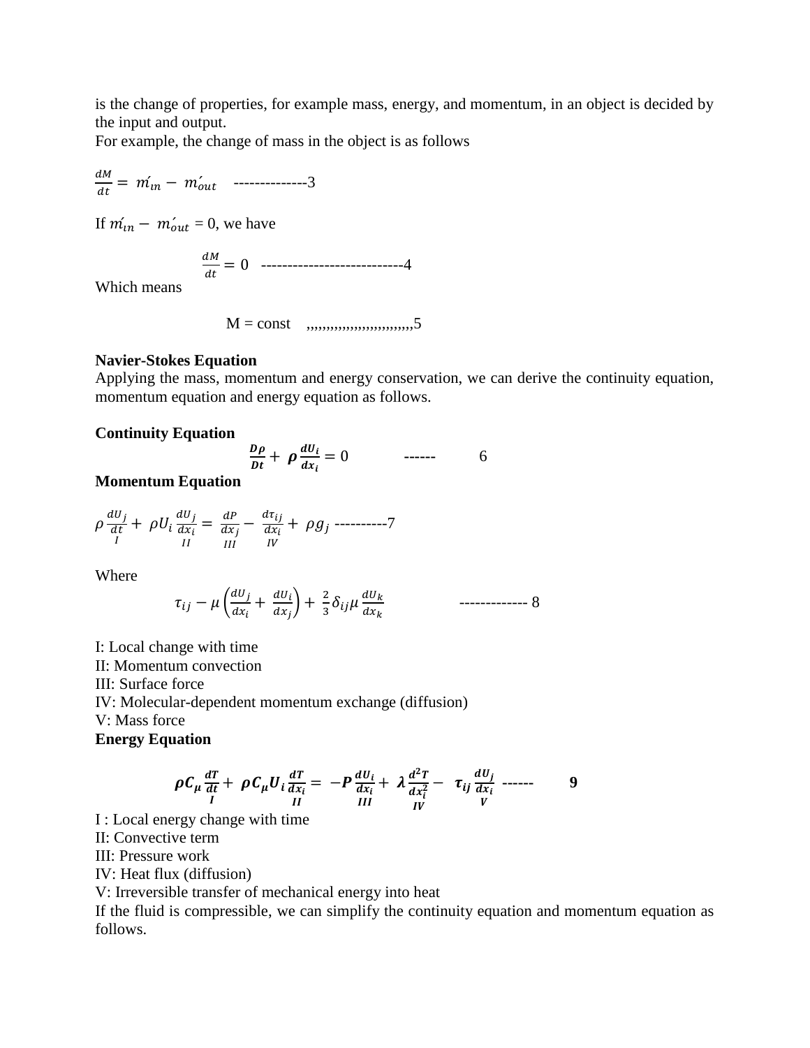is the change of properties, for example mass, energy, and momentum, in an object is decided by the input and output.

For example, the change of mass in the object is as follows

$$\frac{dM}{dt} = \acute{m_{in}} - \acute{m_{out}} \quad \text{--------------3}$$

If $\acute{m_{in}} - \acute{m_{out}} = 0$, we have

$$\frac{dM}{dt} = 0 \quad \text{---------------------------4}$$

Which means

$$M = \text{const} \quad ,,,,,,,,,,,,,,,,,,,,,,,,5$$

**Navier-Stokes Equation**

Applying the mass, momentum and energy conservation, we can derive the continuity equation, momentum equation and energy equation as follows.

**Continuity Equation**

$$\frac{D\rho}{Dt} + \rho \frac{dU_i}{dx_i} = 0 \qquad \text{------} \qquad 6$$

**Momentum Equation**

$$\underset{I}{\rho \frac{dU_j}{dt}} + \underset{II}{\rho U_i \frac{dU_j}{dx_i}} = \underset{III}{\frac{dP}{dx_j}} - \underset{IV}{\frac{d\tau_{ij}}{dx_i}} + \rho g_j \quad \text{----------7}$$

Where

$$\tau_{ij} - \mu\left(\frac{dU_j}{dx_i} + \frac{dU_i}{dx_j}\right) + \frac{2}{3}\delta_{ij}\mu\frac{dU_k}{dx_k} \qquad \text{------------- 8}$$

I: Local change with time

II: Momentum convection

III: Surface force

IV: Molecular-dependent momentum exchange (diffusion)

V: Mass force

**Energy Equation**

$$\underset{I}{\rho C_\mu \frac{dT}{dt}} + \underset{II}{\rho C_\mu U_i \frac{dT}{dx_i}} = \underset{III}{-P\frac{dU_i}{dx_i}} + \underset{IV}{\lambda \frac{d^2T}{dx_i^2}} - \underset{V}{\tau_{ij}\frac{dU_j}{dx_i}} \quad \text{------} \qquad \mathbf{9}$$

I : Local energy change with time

II: Convective term

III: Pressure work

IV: Heat flux (diffusion)

V: Irreversible transfer of mechanical energy into heat

If the fluid is compressible, we can simplify the continuity equation and momentum equation as follows.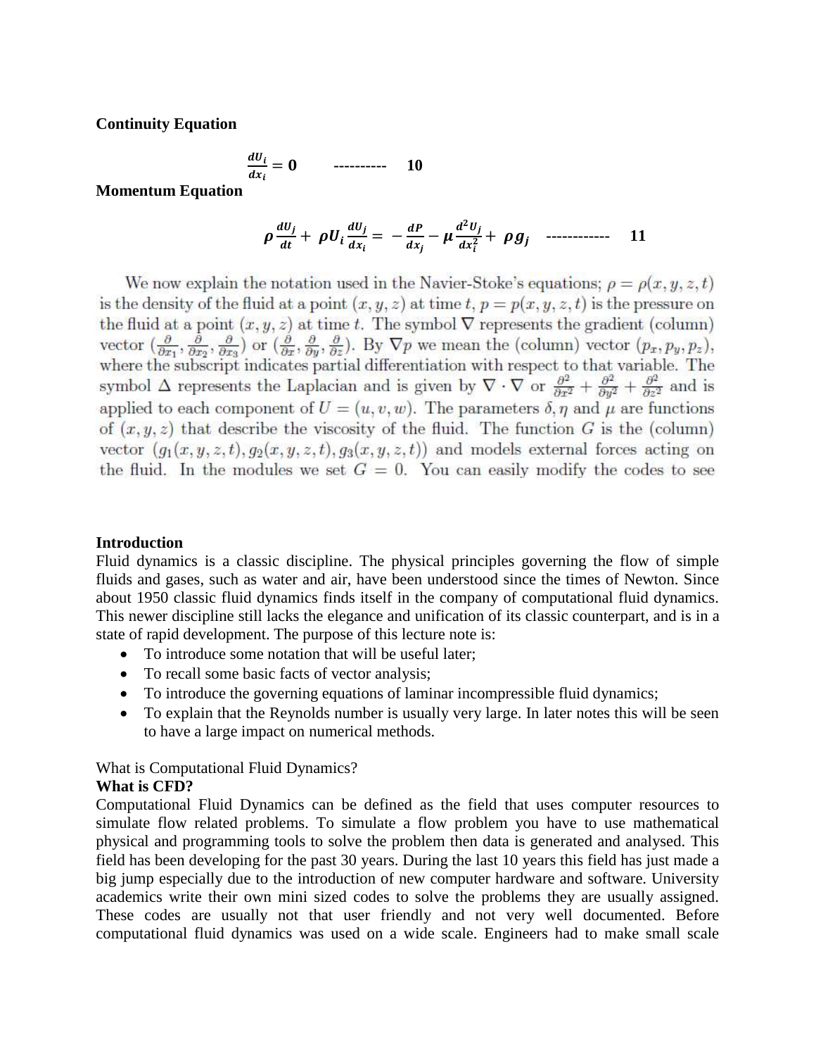**Continuity Equation**

$$\frac{dU_i}{dx_i} = 0 \qquad \text{----------} \qquad 10$$

**Momentum Equation**

$$\rho\frac{dU_j}{dt} + \rho U_i\frac{dU_j}{dx_i} = -\frac{dP}{dx_j} - \mu\frac{d^2U_j}{dx_i^2} + \rho g_j \qquad \text{------------} \qquad 11$$

We now explain the notation used in the Navier-Stoke's equations; $\rho = \rho(x, y, z, t)$ is the density of the fluid at a point $(x, y, z)$ at time $t$, $p = p(x, y, z, t)$ is the pressure on the fluid at a point $(x, y, z)$ at time $t$. The symbol $\nabla$ represents the gradient (column) vector $(\frac{\partial}{\partial x_1}, \frac{\partial}{\partial x_2}, \frac{\partial}{\partial x_3})$ or $(\frac{\partial}{\partial x}, \frac{\partial}{\partial y}, \frac{\partial}{\partial z})$. By $\nabla p$ we mean the (column) vector $(p_x, p_y, p_z)$, where the subscript indicates partial differentiation with respect to that variable. The symbol $\Delta$ represents the Laplacian and is given by $\nabla \cdot \nabla$ or $\frac{\partial^2}{\partial x^2} + \frac{\partial^2}{\partial y^2} + \frac{\partial^2}{\partial z^2}$ and is applied to each component of $U = (u, v, w)$. The parameters $\delta, \eta$ and $\mu$ are functions of $(x, y, z)$ that describe the viscosity of the fluid. The function $G$ is the (column) vector $(g_1(x, y, z, t), g_2(x, y, z, t), g_3(x, y, z, t))$ and models external forces acting on the fluid. In the modules we set $G = 0$. You can easily modify the codes to see

**Introduction**

Fluid dynamics is a classic discipline. The physical principles governing the flow of simple fluids and gases, such as water and air, have been understood since the times of Newton. Since about 1950 classic fluid dynamics finds itself in the company of computational fluid dynamics. This newer discipline still lacks the elegance and unification of its classic counterpart, and is in a state of rapid development. The purpose of this lecture note is:

- To introduce some notation that will be useful later;
- To recall some basic facts of vector analysis;
- To introduce the governing equations of laminar incompressible fluid dynamics;
- To explain that the Reynolds number is usually very large. In later notes this will be seen to have a large impact on numerical methods.

What is Computational Fluid Dynamics?

**What is CFD?**

Computational Fluid Dynamics can be defined as the field that uses computer resources to simulate flow related problems. To simulate a flow problem you have to use mathematical physical and programming tools to solve the problem then data is generated and analysed. This field has been developing for the past 30 years. During the last 10 years this field has just made a big jump especially due to the introduction of new computer hardware and software. University academics write their own mini sized codes to solve the problems they are usually assigned. These codes are usually not that user friendly and not very well documented. Before computational fluid dynamics was used on a wide scale. Engineers had to make small scale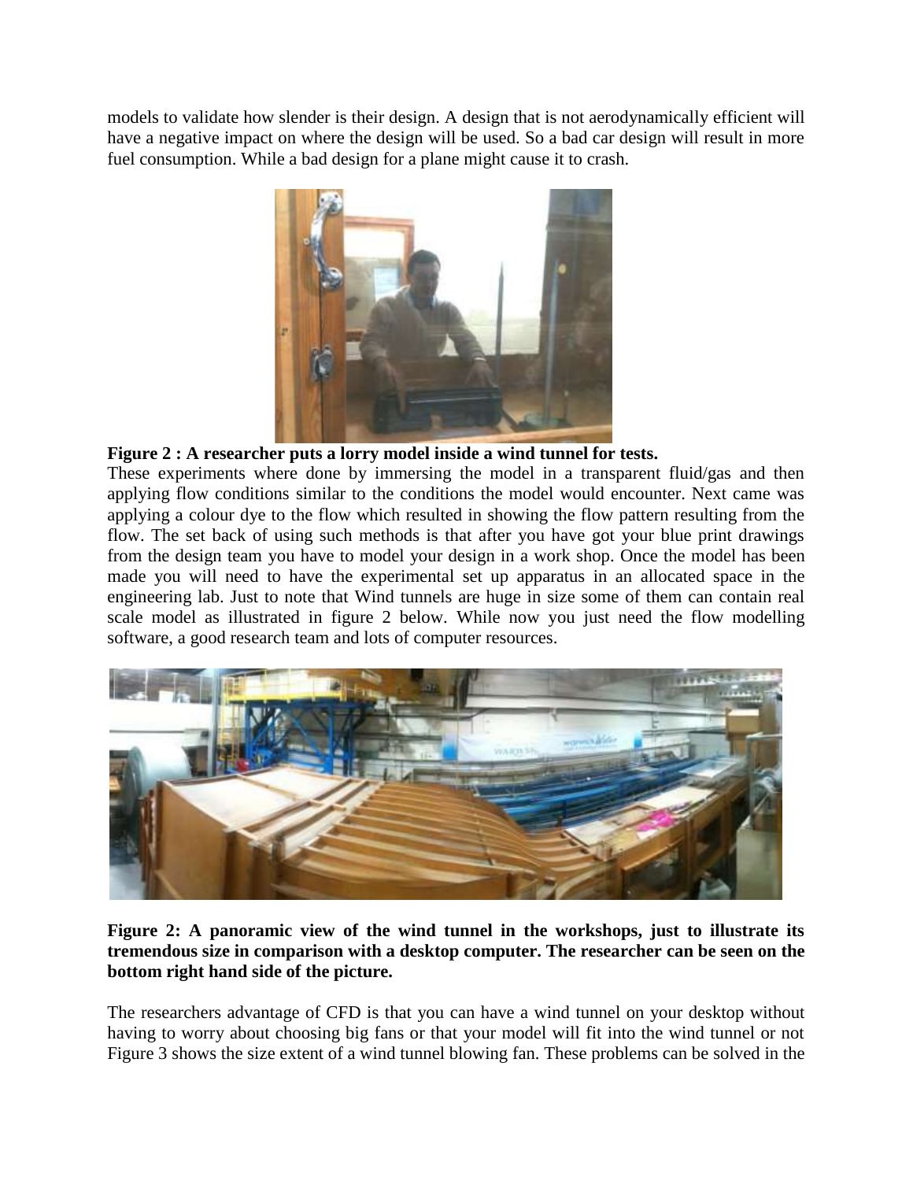models to validate how slender is their design. A design that is not aerodynamically efficient will have a negative impact on where the design will be used. So a bad car design will result in more fuel consumption. While a bad design for a plane might cause it to crash.

**Figure 2 : A researcher puts a lorry model inside a wind tunnel for tests.**

These experiments where done by immersing the model in a transparent fluid/gas and then applying flow conditions similar to the conditions the model would encounter. Next came was applying a colour dye to the flow which resulted in showing the flow pattern resulting from the flow. The set back of using such methods is that after you have got your blue print drawings from the design team you have to model your design in a work shop. Once the model has been made you will need to have the experimental set up apparatus in an allocated space in the engineering lab. Just to note that Wind tunnels are huge in size some of them can contain real scale model as illustrated in figure 2 below. While now you just need the flow modelling software, a good research team and lots of computer resources.

**Figure 2: A panoramic view of the wind tunnel in the workshops, just to illustrate its tremendous size in comparison with a desktop computer. The researcher can be seen on the bottom right hand side of the picture.**

The researchers advantage of CFD is that you can have a wind tunnel on your desktop without having to worry about choosing big fans or that your model will fit into the wind tunnel or not Figure 3 shows the size extent of a wind tunnel blowing fan. These problems can be solved in the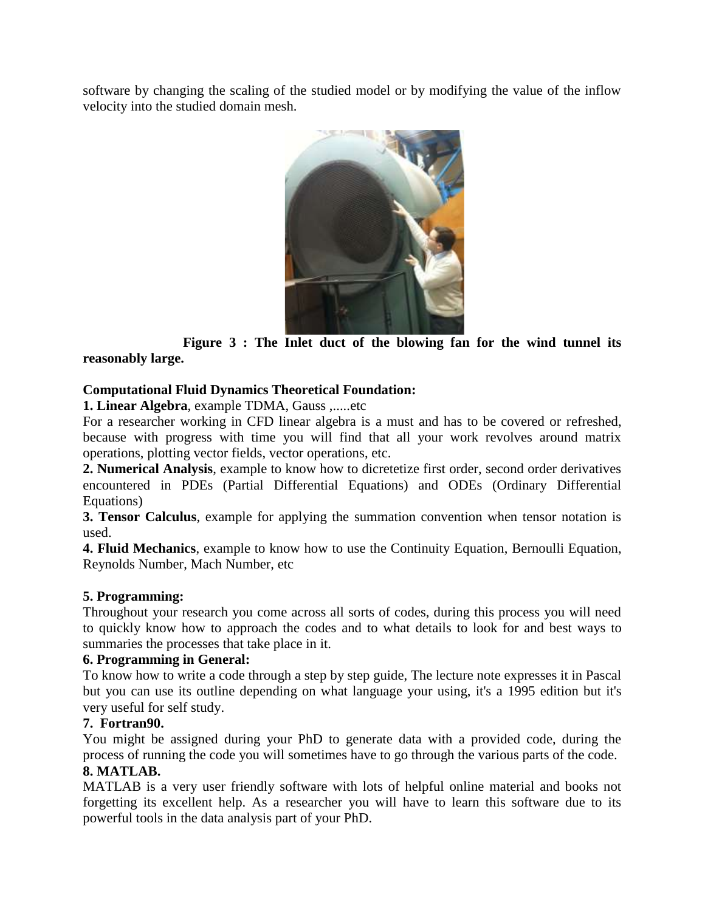software by changing the scaling of the studied model or by modifying the value of the inflow velocity into the studied domain mesh.

**Figure 3 : The Inlet duct of the blowing fan for the wind tunnel its reasonably large.**

**Computational Fluid Dynamics Theoretical Foundation:**

**1. Linear Algebra**, example TDMA, Gauss ,.....etc

For a researcher working in CFD linear algebra is a must and has to be covered or refreshed, because with progress with time you will find that all your work revolves around matrix operations, plotting vector fields, vector operations, etc.

**2. Numerical Analysis**, example to know how to dicretetize first order, second order derivatives encountered in PDEs (Partial Differential Equations) and ODEs (Ordinary Differential Equations)

**3. Tensor Calculus**, example for applying the summation convention when tensor notation is used.

**4. Fluid Mechanics**, example to know how to use the Continuity Equation, Bernoulli Equation, Reynolds Number, Mach Number, etc

**5. Programming:**

Throughout your research you come across all sorts of codes, during this process you will need to quickly know how to approach the codes and to what details to look for and best ways to summaries the processes that take place in it.

**6. Programming in General:**

To know how to write a code through a step by step guide, The lecture note expresses it in Pascal but you can use its outline depending on what language your using, it's a 1995 edition but it's very useful for self study.

**7. Fortran90.**

You might be assigned during your PhD to generate data with a provided code, during the process of running the code you will sometimes have to go through the various parts of the code.

**8. MATLAB.**

MATLAB is a very user friendly software with lots of helpful online material and books not forgetting its excellent help. As a researcher you will have to learn this software due to its powerful tools in the data analysis part of your PhD.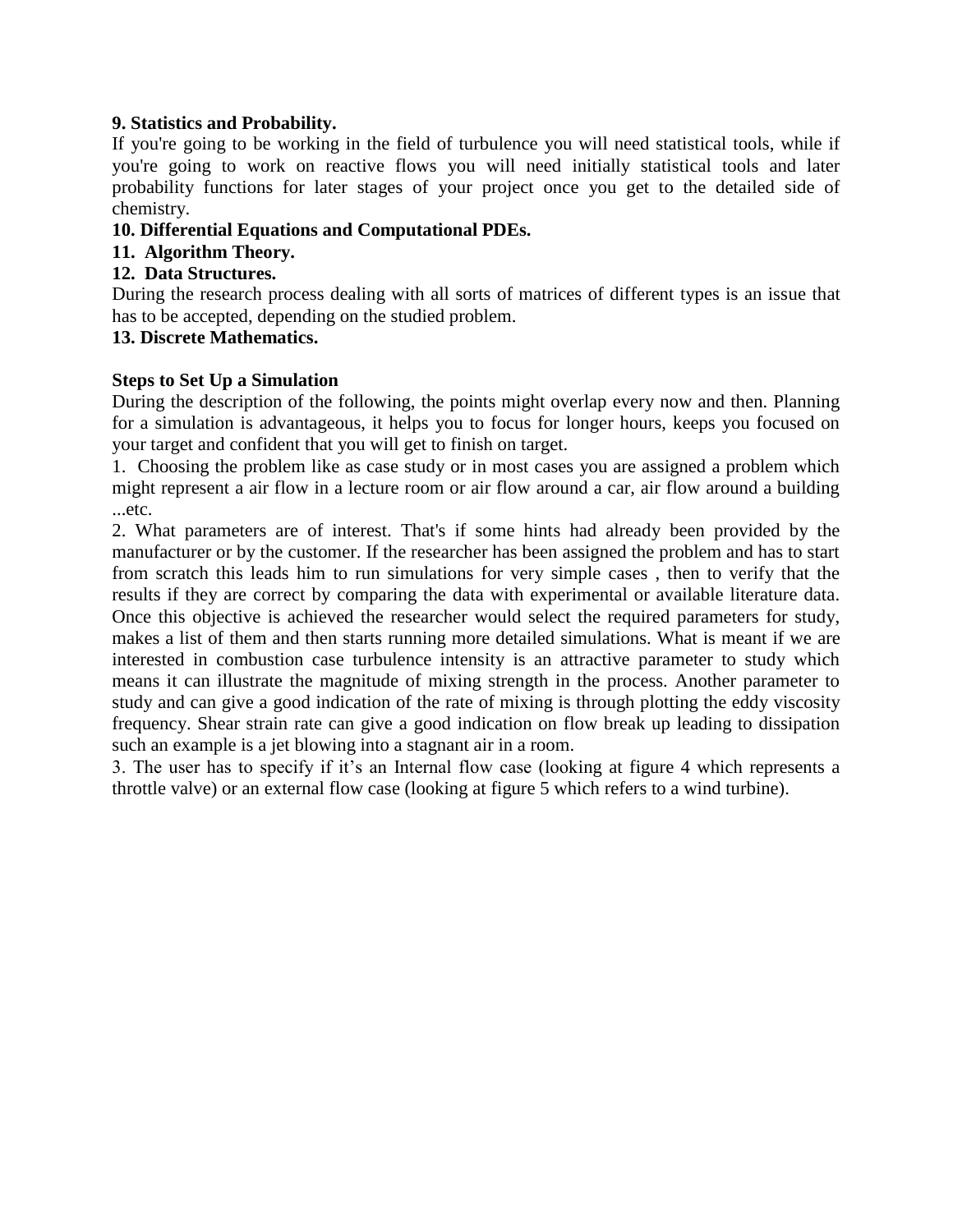**9. Statistics and Probability.**

If you're going to be working in the field of turbulence you will need statistical tools, while if you're going to work on reactive flows you will need initially statistical tools and later probability functions for later stages of your project once you get to the detailed side of chemistry.

**10. Differential Equations and Computational PDEs.**

**11. Algorithm Theory.**

**12. Data Structures.**

During the research process dealing with all sorts of matrices of different types is an issue that has to be accepted, depending on the studied problem.

**13. Discrete Mathematics.**

**Steps to Set Up a Simulation**

During the description of the following, the points might overlap every now and then. Planning for a simulation is advantageous, it helps you to focus for longer hours, keeps you focused on your target and confident that you will get to finish on target.

1. Choosing the problem like as case study or in most cases you are assigned a problem which might represent a air flow in a lecture room or air flow around a car, air flow around a building ...etc.

2. What parameters are of interest. That's if some hints had already been provided by the manufacturer or by the customer. If the researcher has been assigned the problem and has to start from scratch this leads him to run simulations for very simple cases , then to verify that the results if they are correct by comparing the data with experimental or available literature data. Once this objective is achieved the researcher would select the required parameters for study, makes a list of them and then starts running more detailed simulations. What is meant if we are interested in combustion case turbulence intensity is an attractive parameter to study which means it can illustrate the magnitude of mixing strength in the process. Another parameter to study and can give a good indication of the rate of mixing is through plotting the eddy viscosity frequency. Shear strain rate can give a good indication on flow break up leading to dissipation such an example is a jet blowing into a stagnant air in a room.

3. The user has to specify if it's an Internal flow case (looking at figure 4 which represents a throttle valve) or an external flow case (looking at figure 5 which refers to a wind turbine).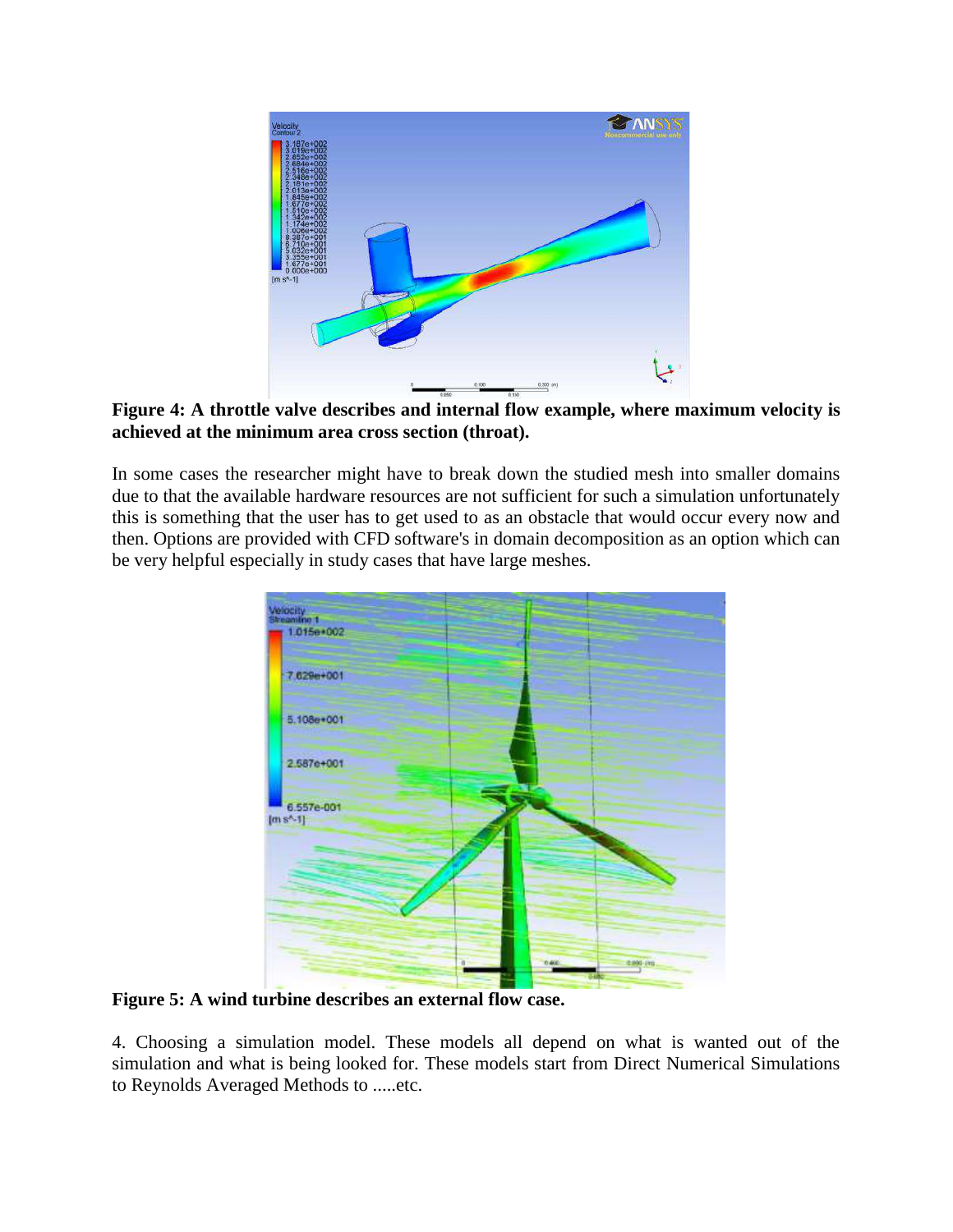**Figure 4: A throttle valve describes and internal flow example, where maximum velocity is achieved at the minimum area cross section (throat).**

In some cases the researcher might have to break down the studied mesh into smaller domains due to that the available hardware resources are not sufficient for such a simulation unfortunately this is something that the user has to get used to as an obstacle that would occur every now and then. Options are provided with CFD software's in domain decomposition as an option which can be very helpful especially in study cases that have large meshes.

**Figure 5: A wind turbine describes an external flow case.**

4. Choosing a simulation model. These models all depend on what is wanted out of the simulation and what is being looked for. These models start from Direct Numerical Simulations to Reynolds Averaged Methods to .....etc.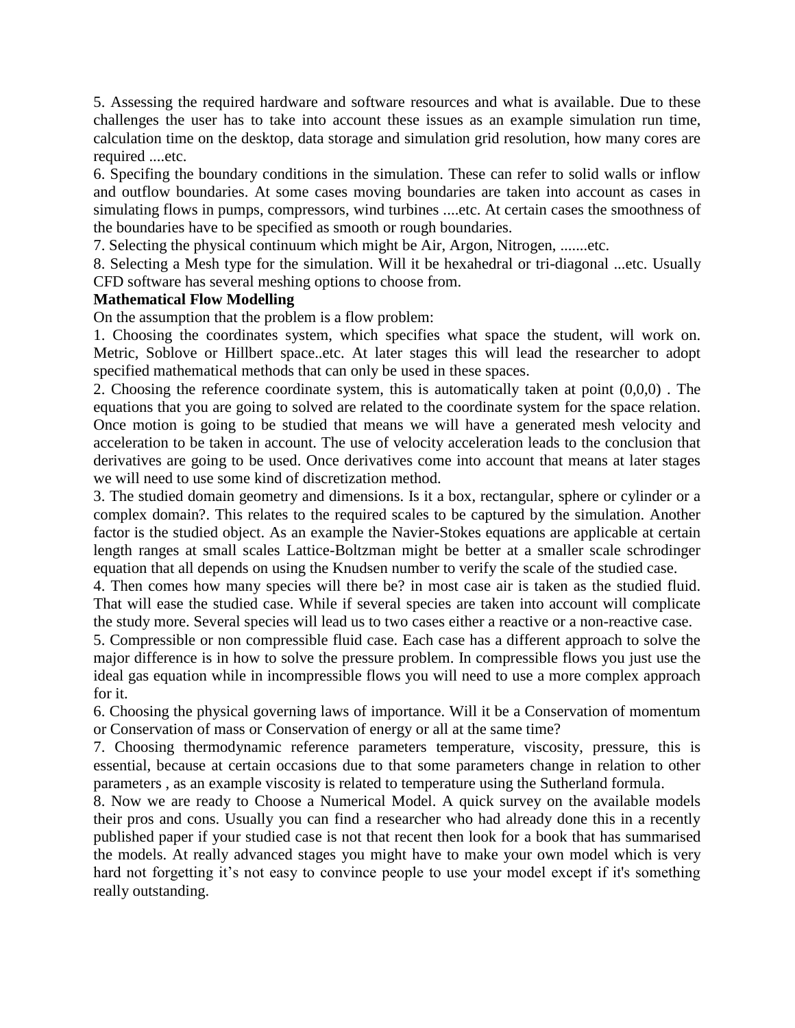5. Assessing the required hardware and software resources and what is available. Due to these challenges the user has to take into account these issues as an example simulation run time, calculation time on the desktop, data storage and simulation grid resolution, how many cores are required ....etc.

6. Specifing the boundary conditions in the simulation. These can refer to solid walls or inflow and outflow boundaries. At some cases moving boundaries are taken into account as cases in simulating flows in pumps, compressors, wind turbines ....etc. At certain cases the smoothness of the boundaries have to be specified as smooth or rough boundaries.

7. Selecting the physical continuum which might be Air, Argon, Nitrogen, .......etc.

8. Selecting a Mesh type for the simulation. Will it be hexahedral or tri-diagonal ...etc. Usually CFD software has several meshing options to choose from.

**Mathematical Flow Modelling**

On the assumption that the problem is a flow problem:

1. Choosing the coordinates system, which specifies what space the student, will work on. Metric, Soblove or Hillbert space..etc. At later stages this will lead the researcher to adopt specified mathematical methods that can only be used in these spaces.

2. Choosing the reference coordinate system, this is automatically taken at point (0,0,0) . The equations that you are going to solved are related to the coordinate system for the space relation. Once motion is going to be studied that means we will have a generated mesh velocity and acceleration to be taken in account. The use of velocity acceleration leads to the conclusion that derivatives are going to be used. Once derivatives come into account that means at later stages we will need to use some kind of discretization method.

3. The studied domain geometry and dimensions. Is it a box, rectangular, sphere or cylinder or a complex domain?. This relates to the required scales to be captured by the simulation. Another factor is the studied object. As an example the Navier-Stokes equations are applicable at certain length ranges at small scales Lattice-Boltzman might be better at a smaller scale schrodinger equation that all depends on using the Knudsen number to verify the scale of the studied case.

4. Then comes how many species will there be? in most case air is taken as the studied fluid. That will ease the studied case. While if several species are taken into account will complicate the study more. Several species will lead us to two cases either a reactive or a non-reactive case.

5. Compressible or non compressible fluid case. Each case has a different approach to solve the major difference is in how to solve the pressure problem. In compressible flows you just use the ideal gas equation while in incompressible flows you will need to use a more complex approach for it.

6. Choosing the physical governing laws of importance. Will it be a Conservation of momentum or Conservation of mass or Conservation of energy or all at the same time?

7. Choosing thermodynamic reference parameters temperature, viscosity, pressure, this is essential, because at certain occasions due to that some parameters change in relation to other parameters , as an example viscosity is related to temperature using the Sutherland formula.

8. Now we are ready to Choose a Numerical Model. A quick survey on the available models their pros and cons. Usually you can find a researcher who had already done this in a recently published paper if your studied case is not that recent then look for a book that has summarised the models. At really advanced stages you might have to make your own model which is very hard not forgetting it's not easy to convince people to use your model except if it's something really outstanding.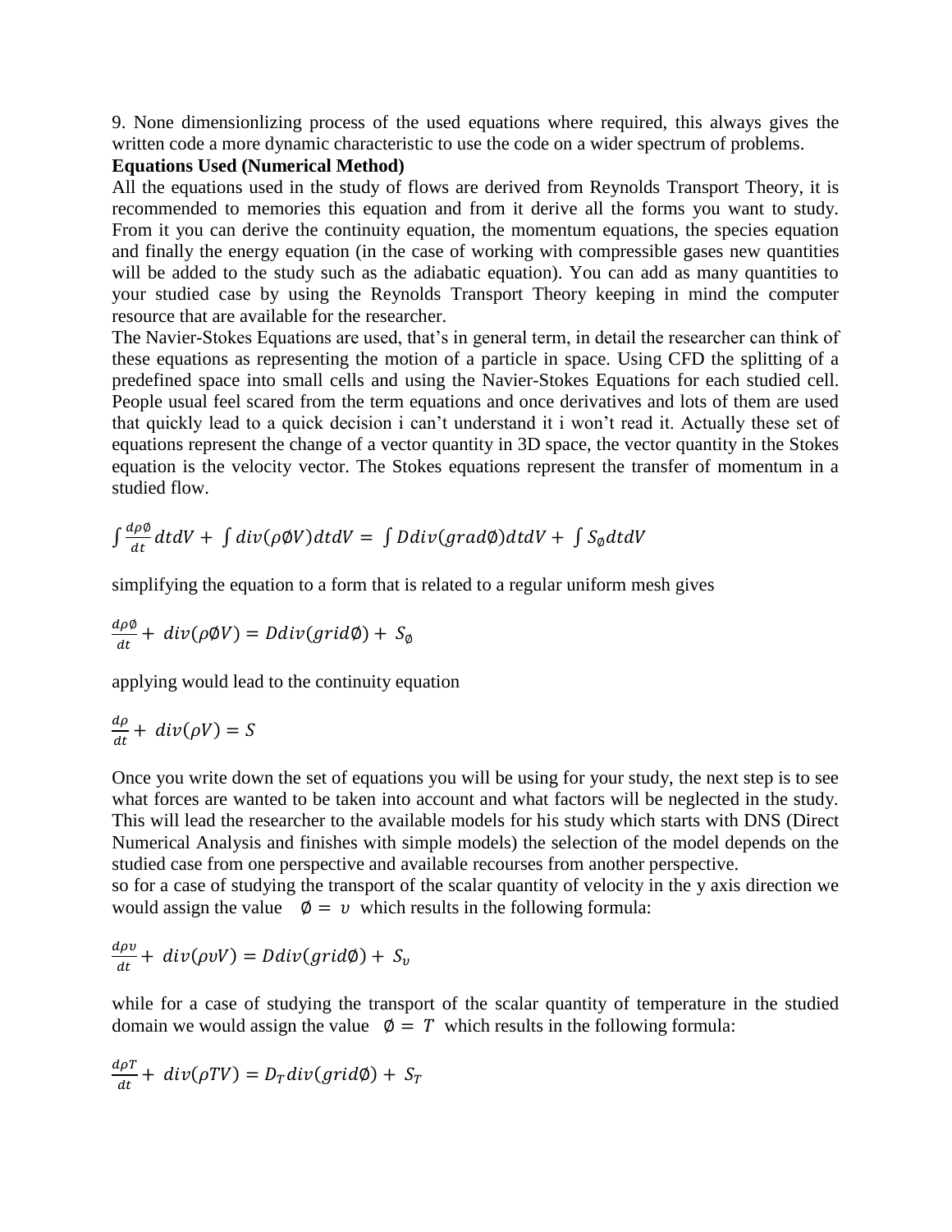9. None dimensionlizing process of the used equations where required, this always gives the written code a more dynamic characteristic to use the code on a wider spectrum of problems.

**Equations Used (Numerical Method)**

All the equations used in the study of flows are derived from Reynolds Transport Theory, it is recommended to memories this equation and from it derive all the forms you want to study. From it you can derive the continuity equation, the momentum equations, the species equation and finally the energy equation (in the case of working with compressible gases new quantities will be added to the study such as the adiabatic equation). You can add as many quantities to your studied case by using the Reynolds Transport Theory keeping in mind the computer resource that are available for the researcher.

The Navier-Stokes Equations are used, that's in general term, in detail the researcher can think of these equations as representing the motion of a particle in space. Using CFD the splitting of a predefined space into small cells and using the Navier-Stokes Equations for each studied cell. People usual feel scared from the term equations and once derivatives and lots of them are used that quickly lead to a quick decision i can't understand it i won't read it. Actually these set of equations represent the change of a vector quantity in 3D space, the vector quantity in the Stokes equation is the velocity vector. The Stokes equations represent the transfer of momentum in a studied flow.

$$\int \frac{d\rho\emptyset}{dt} dtdV + \int div(\rho\emptyset V)dtdV = \int Ddiv(grad\emptyset)dtdV + \int S_{\emptyset}dtdV$$

simplifying the equation to a form that is related to a regular uniform mesh gives

$$\frac{d\rho\emptyset}{dt} + div(\rho\emptyset V) = Ddiv(grid\emptyset) + S_{\emptyset}$$

applying would lead to the continuity equation

$$\frac{d\rho}{dt} + div(\rho V) = S$$

Once you write down the set of equations you will be using for your study, the next step is to see what forces are wanted to be taken into account and what factors will be neglected in the study. This will lead the researcher to the available models for his study which starts with DNS (Direct Numerical Analysis and finishes with simple models) the selection of the model depends on the studied case from one perspective and available recourses from another perspective.

so for a case of studying the transport of the scalar quantity of velocity in the y axis direction we would assign the value $\emptyset = v$ which results in the following formula:

$$\frac{d\rho v}{dt} + div(\rho vV) = Ddiv(grid\emptyset) + S_{v}$$

while for a case of studying the transport of the scalar quantity of temperature in the studied domain we would assign the value $\emptyset = T$ which results in the following formula:

$$\frac{d\rho T}{dt} + div(\rho TV) = D_{T}div(grid\emptyset) + S_{T}$$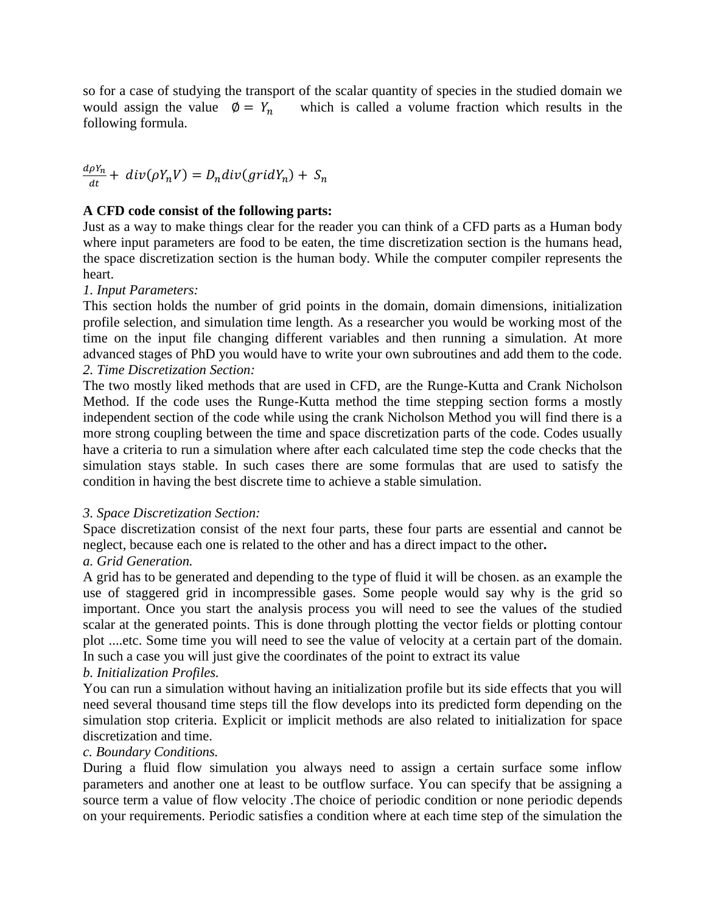so for a case of studying the transport of the scalar quantity of species in the studied domain we would assign the value $\emptyset = Y_n$ which is called a volume fraction which results in the following formula.

$$\frac{d\rho Y_n}{dt} + div(\rho Y_n V) = D_n div(grid Y_n) + S_n$$

**A CFD code consist of the following parts:**

Just as a way to make things clear for the reader you can think of a CFD parts as a Human body where input parameters are food to be eaten, the time discretization section is the humans head, the space discretization section is the human body. While the computer compiler represents the heart.

*1. Input Parameters:*

This section holds the number of grid points in the domain, domain dimensions, initialization profile selection, and simulation time length. As a researcher you would be working most of the time on the input file changing different variables and then running a simulation. At more advanced stages of PhD you would have to write your own subroutines and add them to the code.

*2. Time Discretization Section:*

The two mostly liked methods that are used in CFD, are the Runge-Kutta and Crank Nicholson Method. If the code uses the Runge-Kutta method the time stepping section forms a mostly independent section of the code while using the crank Nicholson Method you will find there is a more strong coupling between the time and space discretization parts of the code. Codes usually have a criteria to run a simulation where after each calculated time step the code checks that the simulation stays stable. In such cases there are some formulas that are used to satisfy the condition in having the best discrete time to achieve a stable simulation.

*3. Space Discretization Section:*

Space discretization consist of the next four parts, these four parts are essential and cannot be neglect, because each one is related to the other and has a direct impact to the other**.**

*a. Grid Generation.*

A grid has to be generated and depending to the type of fluid it will be chosen. as an example the use of staggered grid in incompressible gases. Some people would say why is the grid so important. Once you start the analysis process you will need to see the values of the studied scalar at the generated points. This is done through plotting the vector fields or plotting contour plot ....etc. Some time you will need to see the value of velocity at a certain part of the domain. In such a case you will just give the coordinates of the point to extract its value

*b. Initialization Profiles.*

You can run a simulation without having an initialization profile but its side effects that you will need several thousand time steps till the flow develops into its predicted form depending on the simulation stop criteria. Explicit or implicit methods are also related to initialization for space discretization and time.

*c. Boundary Conditions.*

During a fluid flow simulation you always need to assign a certain surface some inflow parameters and another one at least to be outflow surface. You can specify that be assigning a source term a value of flow velocity .The choice of periodic condition or none periodic depends on your requirements. Periodic satisfies a condition where at each time step of the simulation the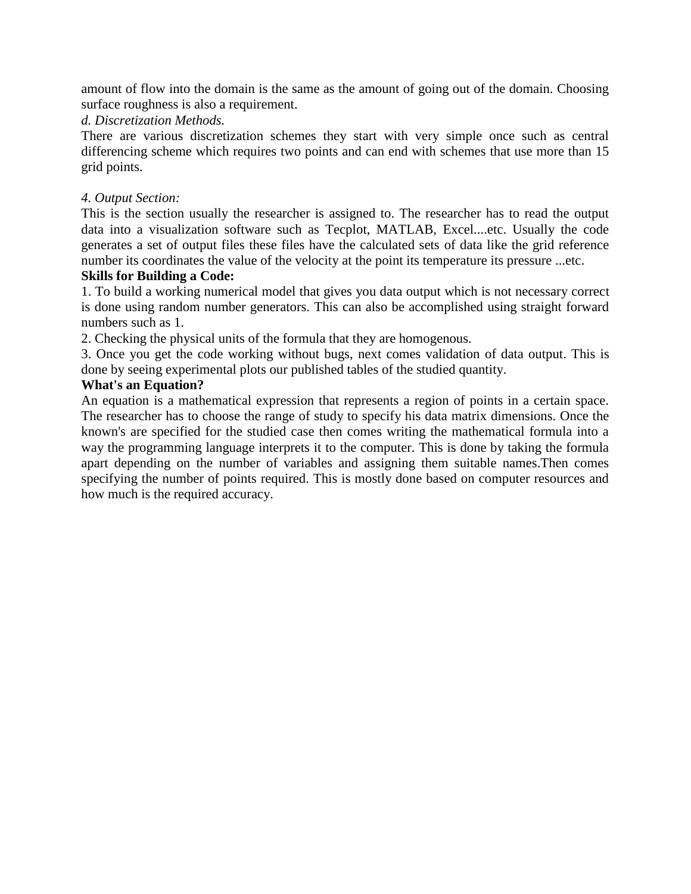amount of flow into the domain is the same as the amount of going out of the domain. Choosing surface roughness is also a requirement.

*d. Discretization Methods.*

There are various discretization schemes they start with very simple once such as central differencing scheme which requires two points and can end with schemes that use more than 15 grid points.

*4. Output Section:*

This is the section usually the researcher is assigned to. The researcher has to read the output data into a visualization software such as Tecplot, MATLAB, Excel....etc. Usually the code generates a set of output files these files have the calculated sets of data like the grid reference number its coordinates the value of the velocity at the point its temperature its pressure ...etc.

**Skills for Building a Code:**

1. To build a working numerical model that gives you data output which is not necessary correct is done using random number generators. This can also be accomplished using straight forward numbers such as 1.
2. Checking the physical units of the formula that they are homogenous.
3. Once you get the code working without bugs, next comes validation of data output. This is done by seeing experimental plots our published tables of the studied quantity.

**What's an Equation?**

An equation is a mathematical expression that represents a region of points in a certain space. The researcher has to choose the range of study to specify his data matrix dimensions. Once the known's are specified for the studied case then comes writing the mathematical formula into a way the programming language interprets it to the computer. This is done by taking the formula apart depending on the number of variables and assigning them suitable names.Then comes specifying the number of points required. This is mostly done based on computer resources and how much is the required accuracy.